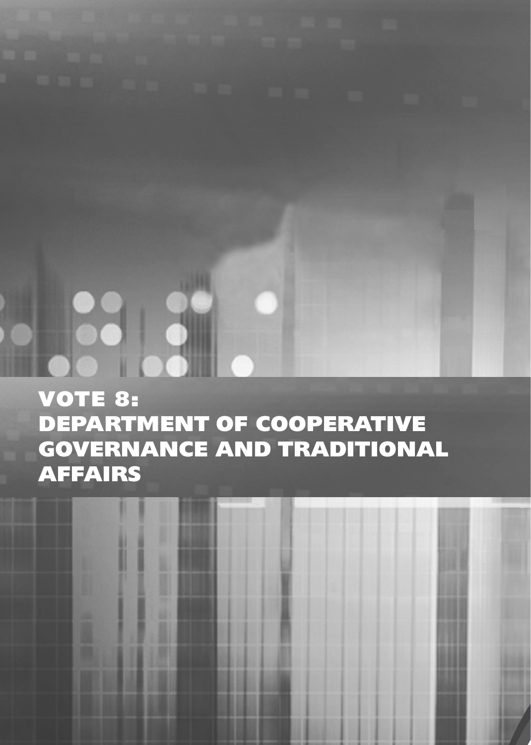# VOTE 8:
# DEPARTMENT OF COOPERATIVE GOVERNANCE AND TRADITIONAL AFFAIRS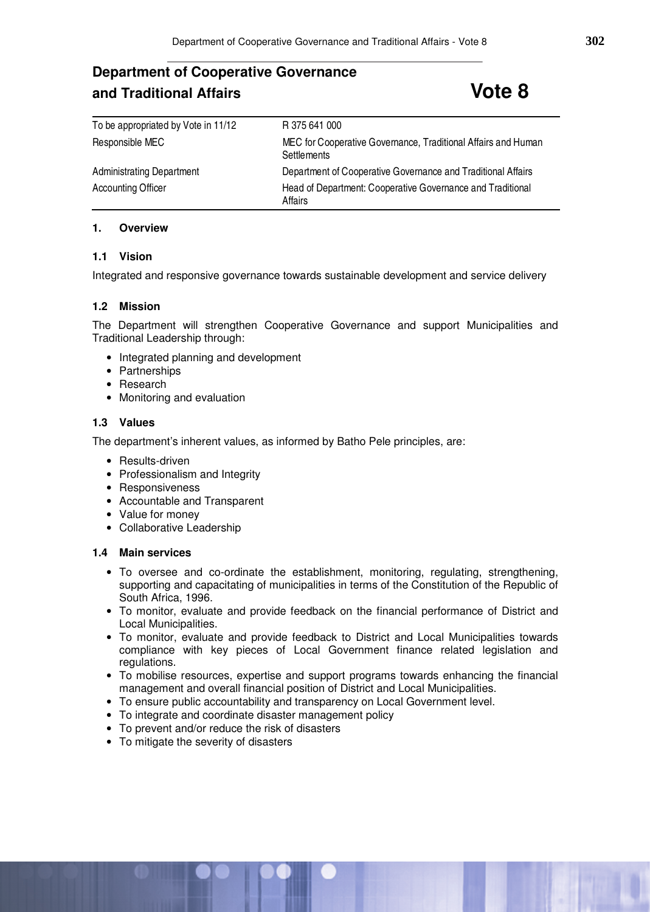# Department of Cooperative Governance and Traditional Affairs

# Vote 8

| | |
|---|---|
| To be appropriated by Vote in 11/12 | R 375 641 000 |
| Responsible MEC | MEC for Cooperative Governance, Traditional Affairs and Human Settlements |
| Administrating Department | Department of Cooperative Governance and Traditional Affairs |
| Accounting Officer | Head of Department: Cooperative Governance and Traditional Affairs |

## 1. Overview

### 1.1 Vision

Integrated and responsive governance towards sustainable development and service delivery

### 1.2 Mission

The Department will strengthen Cooperative Governance and support Municipalities and Traditional Leadership through:

- Integrated planning and development
- Partnerships
- Research
- Monitoring and evaluation

### 1.3 Values

The department's inherent values, as informed by Batho Pele principles, are:

- Results-driven
- Professionalism and Integrity
- Responsiveness
- Accountable and Transparent
- Value for money
- Collaborative Leadership

### 1.4 Main services

- To oversee and co-ordinate the establishment, monitoring, regulating, strengthening, supporting and capacitating of municipalities in terms of the Constitution of the Republic of South Africa, 1996.
- To monitor, evaluate and provide feedback on the financial performance of District and Local Municipalities.
- To monitor, evaluate and provide feedback to District and Local Municipalities towards compliance with key pieces of Local Government finance related legislation and regulations.
- To mobilise resources, expertise and support programs towards enhancing the financial management and overall financial position of District and Local Municipalities.
- To ensure public accountability and transparency on Local Government level.
- To integrate and coordinate disaster management policy
- To prevent and/or reduce the risk of disasters
- To mitigate the severity of disasters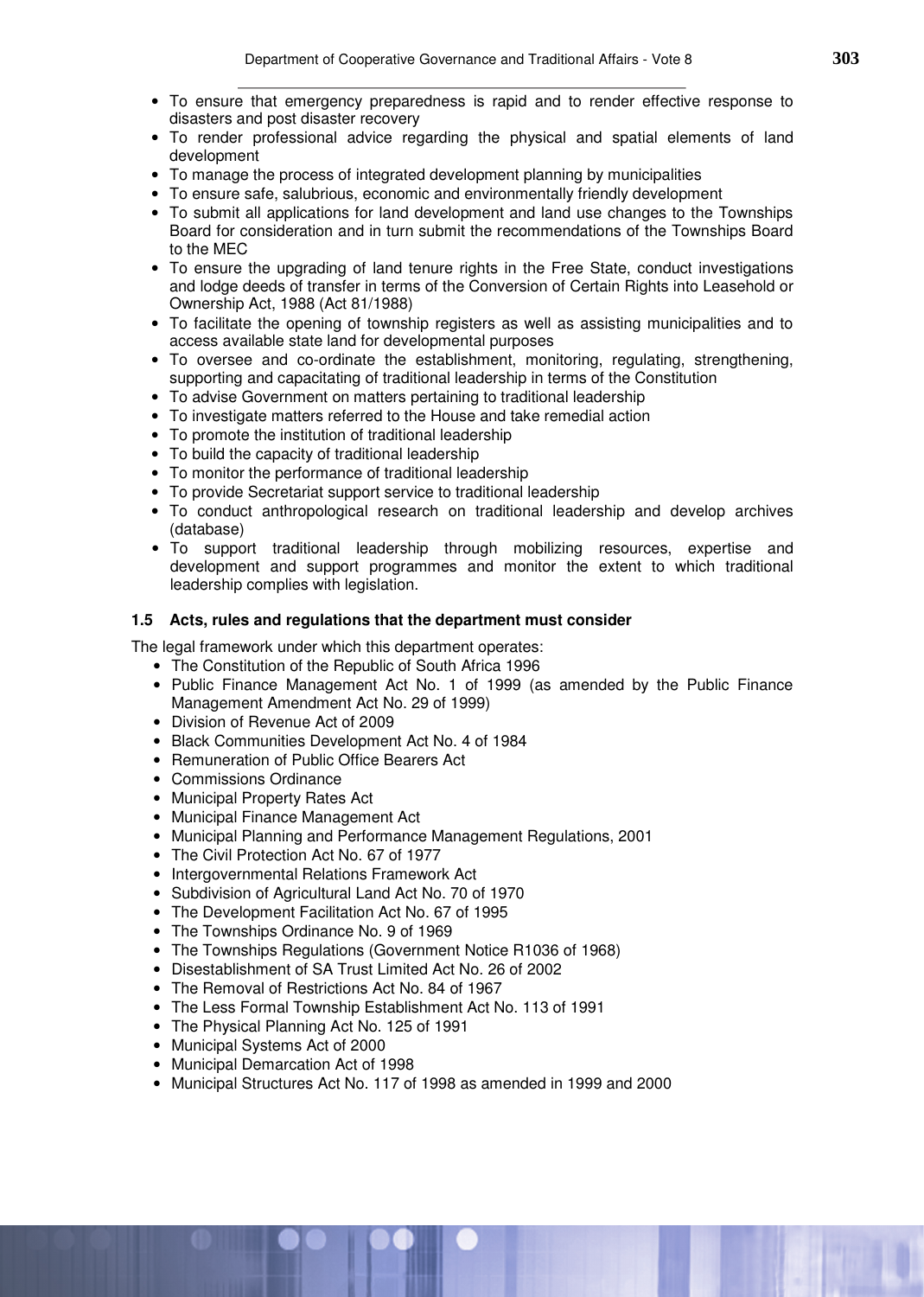- To ensure that emergency preparedness is rapid and to render effective response to disasters and post disaster recovery
- To render professional advice regarding the physical and spatial elements of land development
- To manage the process of integrated development planning by municipalities
- To ensure safe, salubrious, economic and environmentally friendly development
- To submit all applications for land development and land use changes to the Townships Board for consideration and in turn submit the recommendations of the Townships Board to the MEC
- To ensure the upgrading of land tenure rights in the Free State, conduct investigations and lodge deeds of transfer in terms of the Conversion of Certain Rights into Leasehold or Ownership Act, 1988 (Act 81/1988)
- To facilitate the opening of township registers as well as assisting municipalities and to access available state land for developmental purposes
- To oversee and co-ordinate the establishment, monitoring, regulating, strengthening, supporting and capacitating of traditional leadership in terms of the Constitution
- To advise Government on matters pertaining to traditional leadership
- To investigate matters referred to the House and take remedial action
- To promote the institution of traditional leadership
- To build the capacity of traditional leadership
- To monitor the performance of traditional leadership
- To provide Secretariat support service to traditional leadership
- To conduct anthropological research on traditional leadership and develop archives (database)
- To support traditional leadership through mobilizing resources, expertise and development and support programmes and monitor the extent to which traditional leadership complies with legislation.

### 1.5 Acts, rules and regulations that the department must consider

The legal framework under which this department operates:

- The Constitution of the Republic of South Africa 1996
- Public Finance Management Act No. 1 of 1999 (as amended by the Public Finance Management Amendment Act No. 29 of 1999)
- Division of Revenue Act of 2009
- Black Communities Development Act No. 4 of 1984
- Remuneration of Public Office Bearers Act
- Commissions Ordinance
- Municipal Property Rates Act
- Municipal Finance Management Act
- Municipal Planning and Performance Management Regulations, 2001
- The Civil Protection Act No. 67 of 1977
- Intergovernmental Relations Framework Act
- Subdivision of Agricultural Land Act No. 70 of 1970
- The Development Facilitation Act No. 67 of 1995
- The Townships Ordinance No. 9 of 1969
- The Townships Regulations (Government Notice R1036 of 1968)
- Disestablishment of SA Trust Limited Act No. 26 of 2002
- The Removal of Restrictions Act No. 84 of 1967
- The Less Formal Township Establishment Act No. 113 of 1991
- The Physical Planning Act No. 125 of 1991
- Municipal Systems Act of 2000
- Municipal Demarcation Act of 1998
- Municipal Structures Act No. 117 of 1998 as amended in 1999 and 2000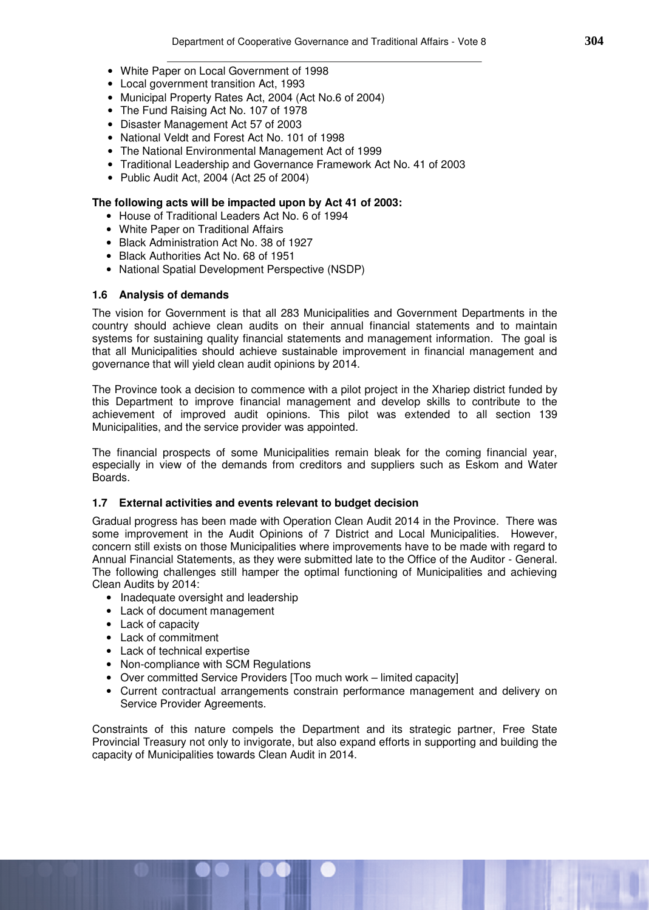- White Paper on Local Government of 1998
- Local government transition Act, 1993
- Municipal Property Rates Act, 2004 (Act No.6 of 2004)
- The Fund Raising Act No. 107 of 1978
- Disaster Management Act 57 of 2003
- National Veldt and Forest Act No. 101 of 1998
- The National Environmental Management Act of 1999
- Traditional Leadership and Governance Framework Act No. 41 of 2003
- Public Audit Act, 2004 (Act 25 of 2004)

**The following acts will be impacted upon by Act 41 of 2003:**

- House of Traditional Leaders Act No. 6 of 1994
- White Paper on Traditional Affairs
- Black Administration Act No. 38 of 1927
- Black Authorities Act No. 68 of 1951
- National Spatial Development Perspective (NSDP)

### 1.6 Analysis of demands

The vision for Government is that all 283 Municipalities and Government Departments in the country should achieve clean audits on their annual financial statements and to maintain systems for sustaining quality financial statements and management information. The goal is that all Municipalities should achieve sustainable improvement in financial management and governance that will yield clean audit opinions by 2014.

The Province took a decision to commence with a pilot project in the Xhariep district funded by this Department to improve financial management and develop skills to contribute to the achievement of improved audit opinions. This pilot was extended to all section 139 Municipalities, and the service provider was appointed.

The financial prospects of some Municipalities remain bleak for the coming financial year, especially in view of the demands from creditors and suppliers such as Eskom and Water Boards.

### 1.7 External activities and events relevant to budget decision

Gradual progress has been made with Operation Clean Audit 2014 in the Province. There was some improvement in the Audit Opinions of 7 District and Local Municipalities. However, concern still exists on those Municipalities where improvements have to be made with regard to Annual Financial Statements, as they were submitted late to the Office of the Auditor - General. The following challenges still hamper the optimal functioning of Municipalities and achieving Clean Audits by 2014:

- Inadequate oversight and leadership
- Lack of document management
- Lack of capacity
- Lack of commitment
- Lack of technical expertise
- Non-compliance with SCM Regulations
- Over committed Service Providers [Too much work – limited capacity]
- Current contractual arrangements constrain performance management and delivery on Service Provider Agreements.

Constraints of this nature compels the Department and its strategic partner, Free State Provincial Treasury not only to invigorate, but also expand efforts in supporting and building the capacity of Municipalities towards Clean Audit in 2014.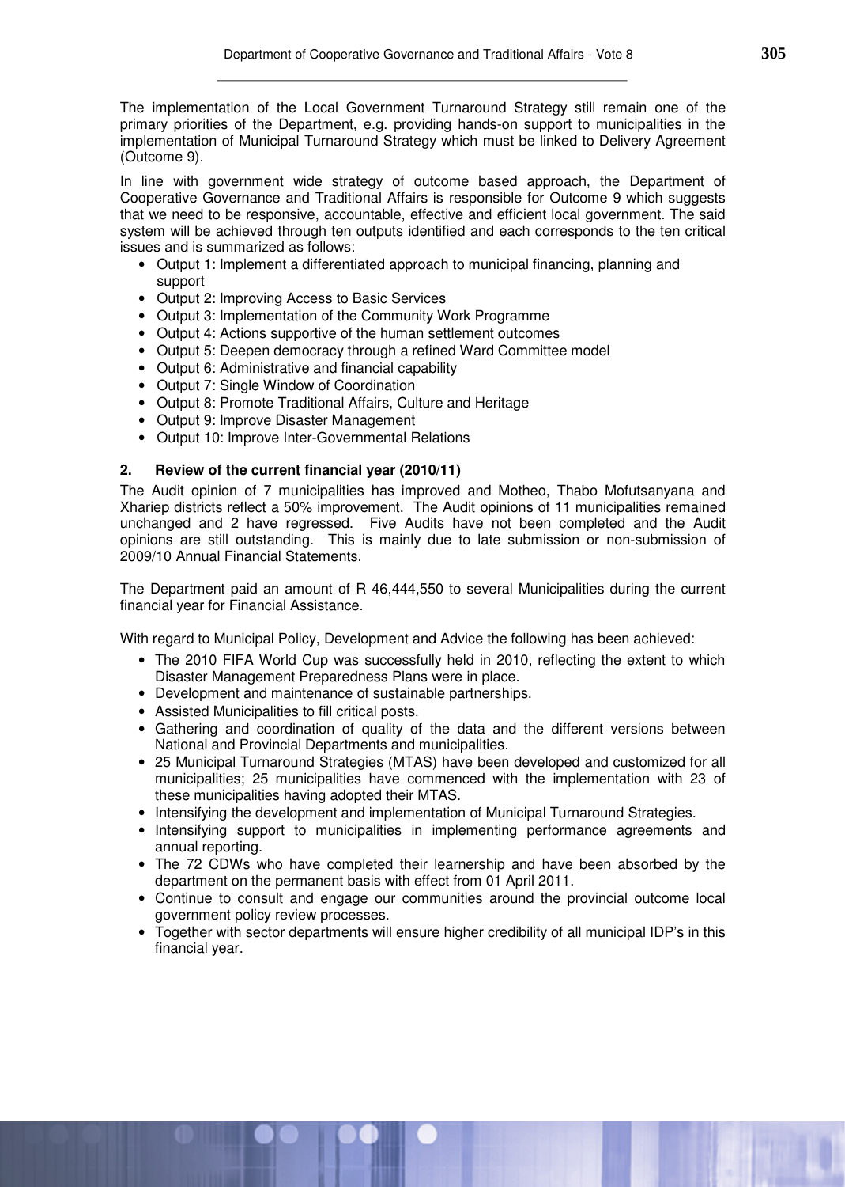The implementation of the Local Government Turnaround Strategy still remain one of the primary priorities of the Department, e.g. providing hands-on support to municipalities in the implementation of Municipal Turnaround Strategy which must be linked to Delivery Agreement (Outcome 9).

In line with government wide strategy of outcome based approach, the Department of Cooperative Governance and Traditional Affairs is responsible for Outcome 9 which suggests that we need to be responsive, accountable, effective and efficient local government. The said system will be achieved through ten outputs identified and each corresponds to the ten critical issues and is summarized as follows:

- Output 1: Implement a differentiated approach to municipal financing, planning and support
- Output 2: Improving Access to Basic Services
- Output 3: Implementation of the Community Work Programme
- Output 4: Actions supportive of the human settlement outcomes
- Output 5: Deepen democracy through a refined Ward Committee model
- Output 6: Administrative and financial capability
- Output 7: Single Window of Coordination
- Output 8: Promote Traditional Affairs, Culture and Heritage
- Output 9: Improve Disaster Management
- Output 10: Improve Inter-Governmental Relations

## 2. Review of the current financial year (2010/11)

The Audit opinion of 7 municipalities has improved and Motheo, Thabo Mofutsanyana and Xhariep districts reflect a 50% improvement. The Audit opinions of 11 municipalities remained unchanged and 2 have regressed. Five Audits have not been completed and the Audit opinions are still outstanding. This is mainly due to late submission or non-submission of 2009/10 Annual Financial Statements.

The Department paid an amount of R 46,444,550 to several Municipalities during the current financial year for Financial Assistance.

With regard to Municipal Policy, Development and Advice the following has been achieved:

- The 2010 FIFA World Cup was successfully held in 2010, reflecting the extent to which Disaster Management Preparedness Plans were in place.
- Development and maintenance of sustainable partnerships.
- Assisted Municipalities to fill critical posts.
- Gathering and coordination of quality of the data and the different versions between National and Provincial Departments and municipalities.
- 25 Municipal Turnaround Strategies (MTAS) have been developed and customized for all municipalities; 25 municipalities have commenced with the implementation with 23 of these municipalities having adopted their MTAS.
- Intensifying the development and implementation of Municipal Turnaround Strategies.
- Intensifying support to municipalities in implementing performance agreements and annual reporting.
- The 72 CDWs who have completed their learnership and have been absorbed by the department on the permanent basis with effect from 01 April 2011.
- Continue to consult and engage our communities around the provincial outcome local government policy review processes.
- Together with sector departments will ensure higher credibility of all municipal IDP's in this financial year.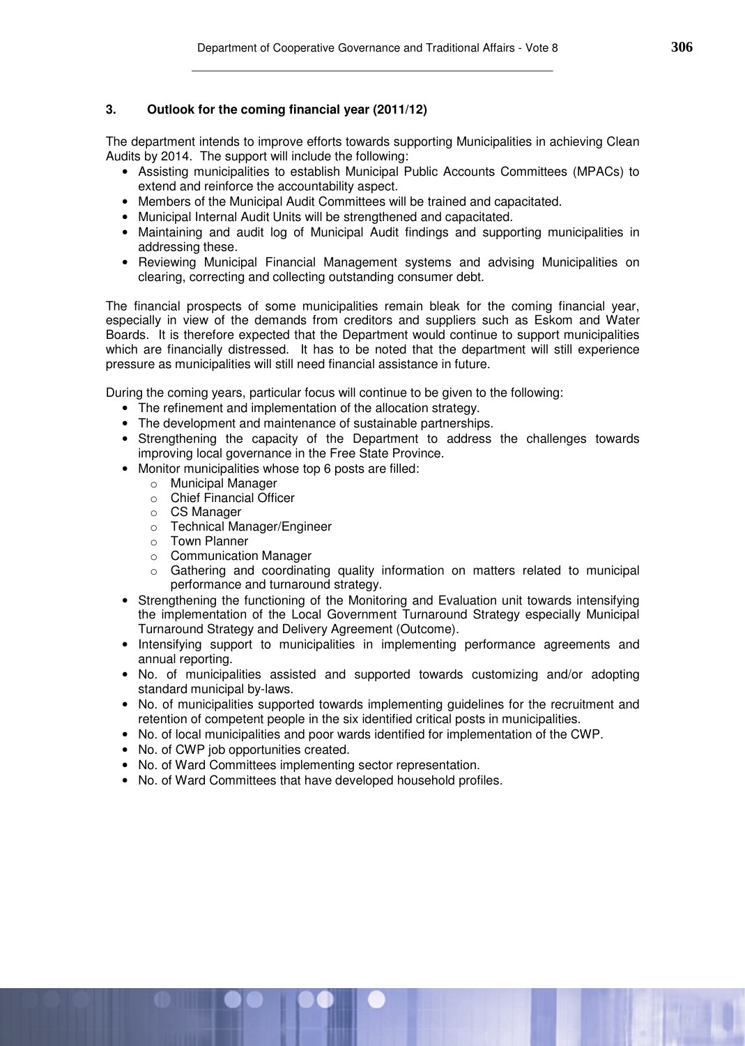### 3. Outlook for the coming financial year (2011/12)

The department intends to improve efforts towards supporting Municipalities in achieving Clean Audits by 2014. The support will include the following:

- Assisting municipalities to establish Municipal Public Accounts Committees (MPACs) to extend and reinforce the accountability aspect.
- Members of the Municipal Audit Committees will be trained and capacitated.
- Municipal Internal Audit Units will be strengthened and capacitated.
- Maintaining and audit log of Municipal Audit findings and supporting municipalities in addressing these.
- Reviewing Municipal Financial Management systems and advising Municipalities on clearing, correcting and collecting outstanding consumer debt.

The financial prospects of some municipalities remain bleak for the coming financial year, especially in view of the demands from creditors and suppliers such as Eskom and Water Boards. It is therefore expected that the Department would continue to support municipalities which are financially distressed. It has to be noted that the department will still experience pressure as municipalities will still need financial assistance in future.

During the coming years, particular focus will continue to be given to the following:

- The refinement and implementation of the allocation strategy.
- The development and maintenance of sustainable partnerships.
- Strengthening the capacity of the Department to address the challenges towards improving local governance in the Free State Province.
- Monitor municipalities whose top 6 posts are filled:
  - Municipal Manager
  - Chief Financial Officer
  - CS Manager
  - Technical Manager/Engineer
  - Town Planner
  - Communication Manager
  - Gathering and coordinating quality information on matters related to municipal performance and turnaround strategy.
- Strengthening the functioning of the Monitoring and Evaluation unit towards intensifying the implementation of the Local Government Turnaround Strategy especially Municipal Turnaround Strategy and Delivery Agreement (Outcome).
- Intensifying support to municipalities in implementing performance agreements and annual reporting.
- No. of municipalities assisted and supported towards customizing and/or adopting standard municipal by-laws.
- No. of municipalities supported towards implementing guidelines for the recruitment and retention of competent people in the six identified critical posts in municipalities.
- No. of local municipalities and poor wards identified for implementation of the CWP.
- No. of CWP job opportunities created.
- No. of Ward Committees implementing sector representation.
- No. of Ward Committees that have developed household profiles.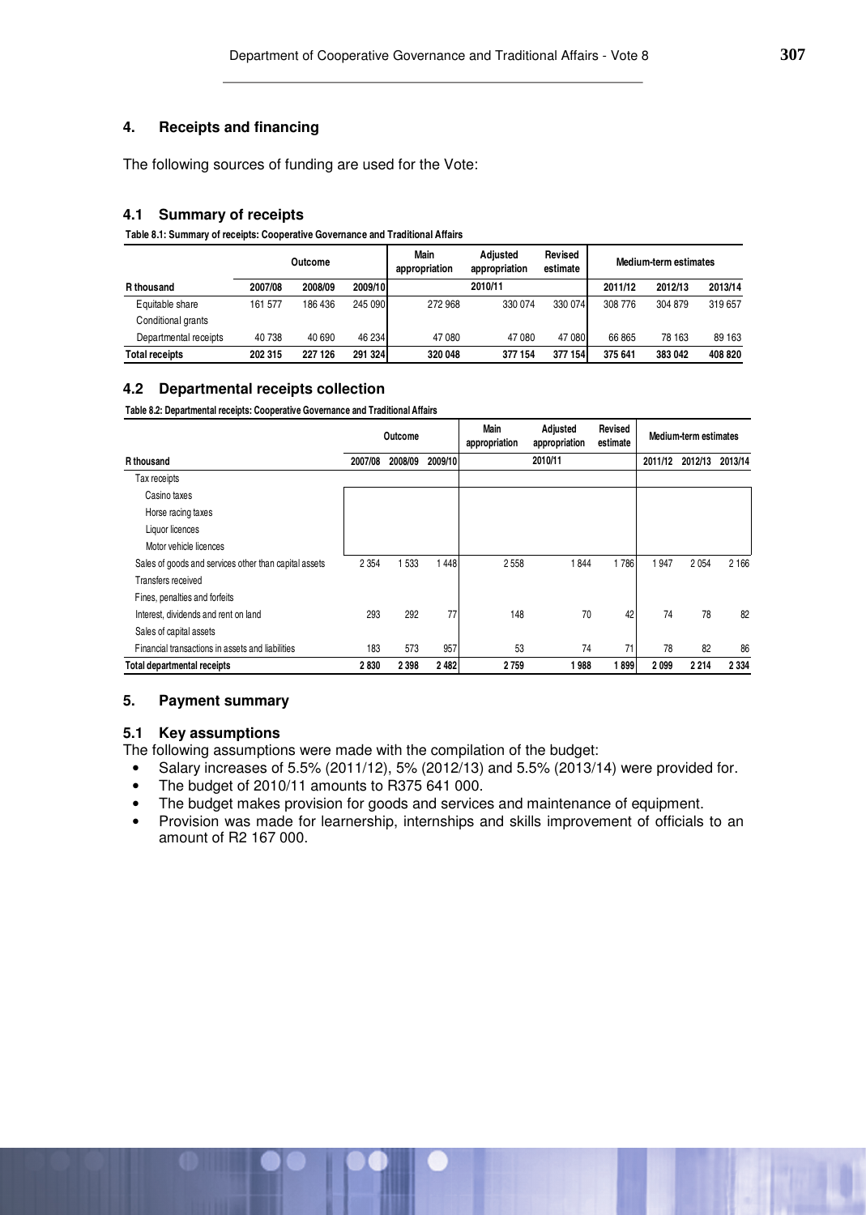## 4. Receipts and financing

The following sources of funding are used for the Vote:

### 4.1 Summary of receipts

**Table 8.1: Summary of receipts: Cooperative Governance and Traditional Affairs**

| | Outcome | | | Main appropriation | Adjusted appropriation | Revised estimate | Medium-term estimates | | |
|---|---|---|---|---|---|---|---|---|---|
| R thousand | 2007/08 | 2008/09 | 2009/10 | | 2010/11 | | 2011/12 | 2012/13 | 2013/14 |
| Equitable share | 161 577 | 186 436 | 245 090 | 272 968 | 330 074 | 330 074 | 308 776 | 304 879 | 319 657 |
| Conditional grants | | | | | | | | | |
| Departmental receipts | 40 738 | 40 690 | 46 234 | 47 080 | 47 080 | 47 080 | 66 865 | 78 163 | 89 163 |
| **Total receipts** | **202 315** | **227 126** | **291 324** | **320 048** | **377 154** | **377 154** | **375 641** | **383 042** | **408 820** |

### 4.2 Departmental receipts collection

**Table 8.2: Departmental receipts: Cooperative Governance and Traditional Affairs**

| | Outcome | | | Main appropriation | Adjusted appropriation | Revised estimate | Medium-term estimates | | |
|---|---|---|---|---|---|---|---|---|---|
| R thousand | 2007/08 | 2008/09 | 2009/10 | | 2010/11 | | 2011/12 | 2012/13 | 2013/14 |
| Tax receipts | | | | | | | | | |
| Casino taxes | | | | | | | | | |
| Horse racing taxes | | | | | | | | | |
| Liquor licences | | | | | | | | | |
| Motor vehicle licences | | | | | | | | | |
| Sales of goods and services other than capital assets | 2 354 | 1 533 | 1 448 | 2 558 | 1 844 | 1 786 | 1 947 | 2 054 | 2 166 |
| Transfers received | | | | | | | | | |
| Fines, penalties and forfeits | | | | | | | | | |
| Interest, dividends and rent on land | 293 | 292 | 77 | 148 | 70 | 42 | 74 | 78 | 82 |
| Sales of capital assets | | | | | | | | | |
| Financial transactions in assets and liabilities | 183 | 573 | 957 | 53 | 74 | 71 | 78 | 82 | 86 |
| **Total departmental receipts** | **2 830** | **2 398** | **2 482** | **2 759** | **1 988** | **1 899** | **2 099** | **2 214** | **2 334** |

## 5. Payment summary

### 5.1 Key assumptions

The following assumptions were made with the compilation of the budget:

- Salary increases of 5.5% (2011/12), 5% (2012/13) and 5.5% (2013/14) were provided for.
- The budget of 2010/11 amounts to R375 641 000.
- The budget makes provision for goods and services and maintenance of equipment.
- Provision was made for learnership, internships and skills improvement of officials to an amount of R2 167 000.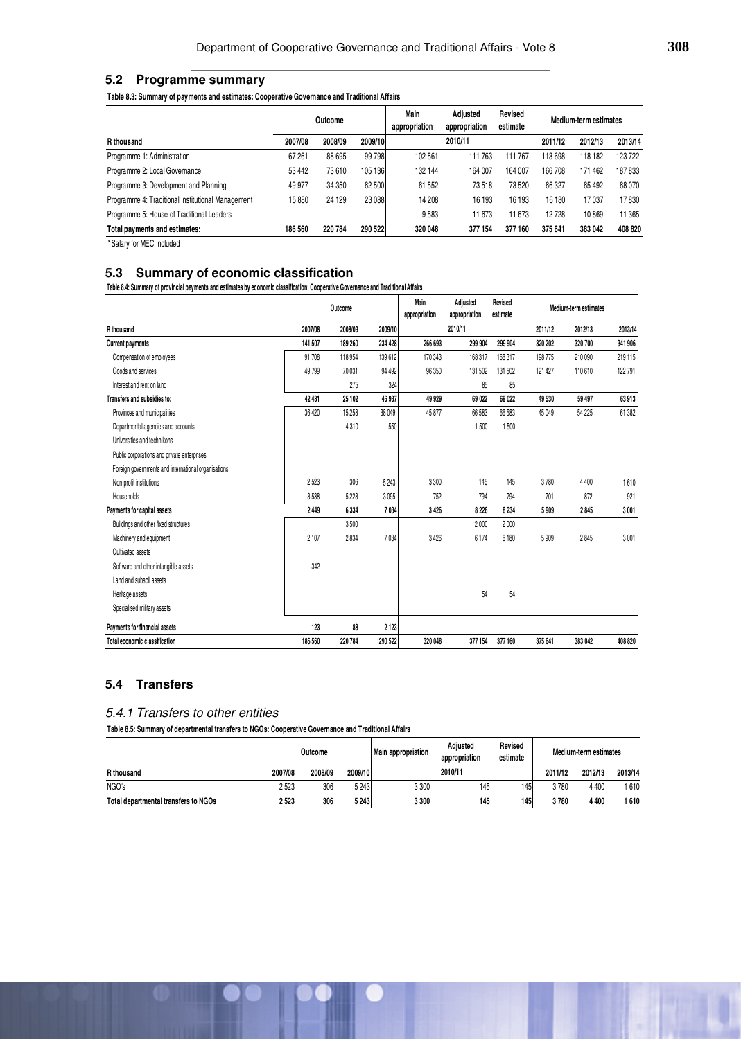## 5.2 Programme summary

**Table 8.3: Summary of payments and estimates: Cooperative Governance and Traditional Affairs**

| | Outcome | | | Main appropriation | Adjusted appropriation | Revised estimate | Medium-term estimates | | |
|---|---|---|---|---|---|---|---|---|---|
| **R thousand** | **2007/08** | **2008/09** | **2009/10** | | **2010/11** | | **2011/12** | **2012/13** | **2013/14** |
| Programme 1: Administration | 67 261 | 88 695 | 99 798 | 102 561 | 111 763 | 111 767 | 113 698 | 118 182 | 123 722 |
| Programme 2: Local Governance | 53 442 | 73 610 | 105 136 | 132 144 | 164 007 | 164 007 | 166 708 | 171 462 | 187 833 |
| Programme 3: Development and Planning | 49 977 | 34 350 | 62 500 | 61 552 | 73 518 | 73 520 | 66 327 | 65 492 | 68 070 |
| Programme 4: Traditional Institutional Management | 15 880 | 24 129 | 23 088 | 14 208 | 16 193 | 16 193 | 16 180 | 17 037 | 17 830 |
| Programme 5: House of Traditional Leaders | | | | 9 583 | 11 673 | 11 673 | 12 728 | 10 869 | 11 365 |
| **Total payments and estimates:** | **186 560** | **220 784** | **290 522** | **320 048** | **377 154** | **377 160** | **375 641** | **383 042** | **408 820** |

*Salary for MEC included

## 5.3 Summary of economic classification

**Table 8.4: Summary of provincial payments and estimates by economic classification: Cooperative Governance and Traditional Affairs**

| | Outcome | | | Main appropriation | Adjusted appropriation | Revised estimate | Medium-term estimates | | |
|---|---|---|---|---|---|---|---|---|---|
| **R thousand** | **2007/08** | **2008/09** | **2009/10** | | **2010/11** | | **2011/12** | **2012/13** | **2013/14** |
| **Current payments** | **141 507** | **189 260** | **234 428** | **266 693** | **299 904** | **299 904** | **320 202** | **320 700** | **341 906** |
| Compensation of employees | 91 708 | 118 954 | 139 612 | 170 343 | 168 317 | 168 317 | 198 775 | 210 090 | 219 115 |
| Goods and services | 49 799 | 70 031 | 94 492 | 96 350 | 131 502 | 131 502 | 121 427 | 110 610 | 122 791 |
| Interest and rent on land | | 275 | 324 | | 85 | 85 | | | |
| **Transfers and subsidies to:** | **42 481** | **25 102** | **46 937** | **49 929** | **69 022** | **69 022** | **49 530** | **59 497** | **63 913** |
| Provinces and municipalities | 36 420 | 15 258 | 38 049 | 45 877 | 66 583 | 66 583 | 45 049 | 54 225 | 61 382 |
| Departmental agencies and accounts | | 4 310 | 550 | | 1 500 | 1 500 | | | |
| Universities and technikons | | | | | | | | | |
| Public corporations and private enterprises | | | | | | | | | |
| Foreign governments and international organisations | | | | | | | | | |
| Non-profit institutions | 2 523 | 306 | 5 243 | 3 300 | 145 | 145 | 3 780 | 4 400 | 1 610 |
| Households | 3 538 | 5 228 | 3 095 | 752 | 794 | 794 | 701 | 872 | 921 |
| **Payments for capital assets** | **2 449** | **6 334** | **7 034** | **3 426** | **8 228** | **8 234** | **5 909** | **2 845** | **3 001** |
| Buildings and other fixed structures | | 3 500 | | | 2 000 | 2 000 | | | |
| Machinery and equipment | 2 107 | 2 834 | 7 034 | 3 426 | 6 174 | 6 180 | 5 909 | 2 845 | 3 001 |
| Cultivated assets | | | | | | | | | |
| Software and other intangible assets | 342 | | | | | | | | |
| Land and subsoil assets | | | | | | | | | |
| Heritage assets | | | | | 54 | 54 | | | |
| Specialised military assets | | | | | | | | | |
| **Payments for financial assets** | **123** | **88** | **2 123** | | | | | | |
| **Total economic classification** | **186 560** | **220 784** | **290 522** | **320 048** | **377 154** | **377 160** | **375 641** | **383 042** | **408 820** |

## 5.4 Transfers

### *5.4.1 Transfers to other entities*

**Table 8.5: Summary of departmental transfers to NGOs: Cooperative Governance and Traditional Affairs**

| | Outcome | | | Main appropriation | Adjusted appropriation | Revised estimate | Medium-term estimates | | |
|---|---|---|---|---|---|---|---|---|---|
| **R thousand** | **2007/08** | **2008/09** | **2009/10** | | **2010/11** | | **2011/12** | **2012/13** | **2013/14** |
| NGO's | 2 523 | 306 | 5 243 | 3 300 | 145 | 145 | 3 780 | 4 400 | 1 610 |
| **Total departmental transfers to NGOs** | **2 523** | **306** | **5 243** | **3 300** | **145** | **145** | **3 780** | **4 400** | **1 610** |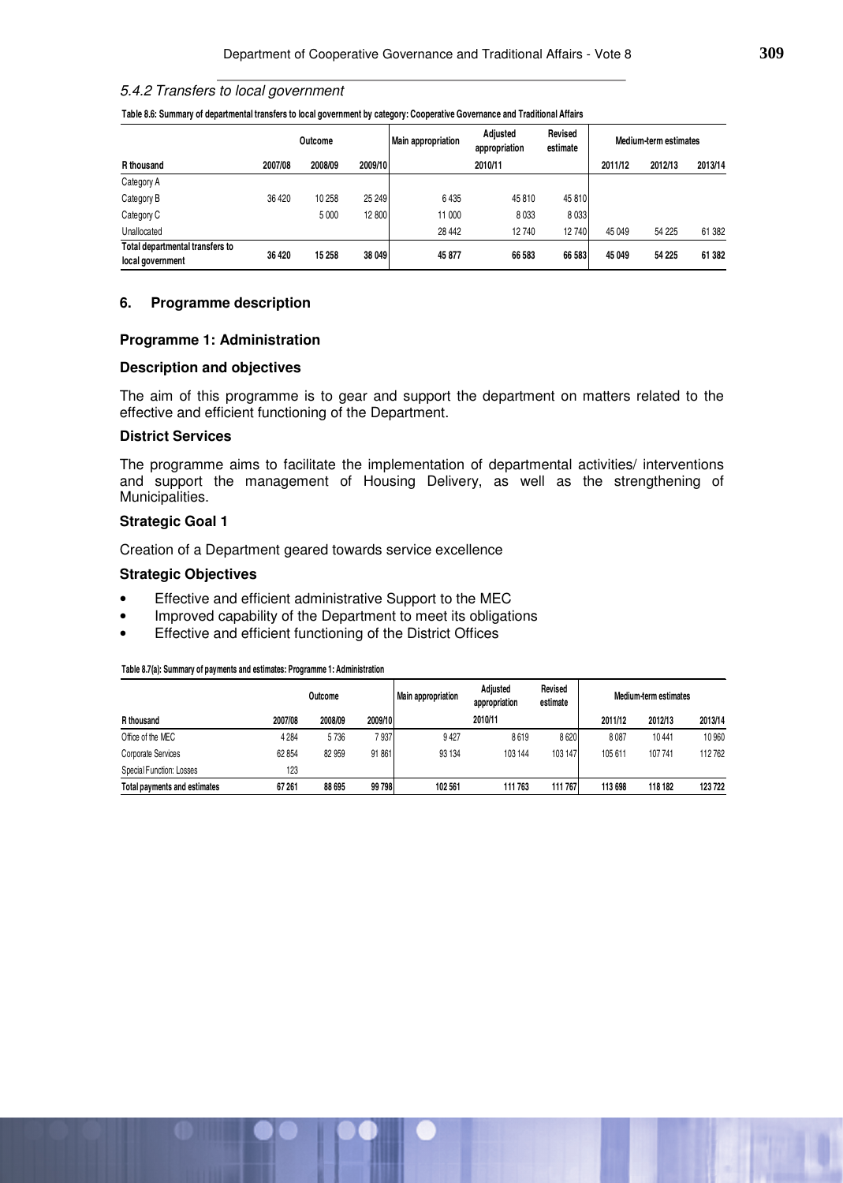*5.4.2 Transfers to local government*

**Table 8.6: Summary of departmental transfers to local government by category: Cooperative Governance and Traditional Affairs**

| | Outcome | | | Main appropriation | Adjusted appropriation | Revised estimate | Medium-term estimates | | |
|---|---|---|---|---|---|---|---|---|---|
| **R thousand** | **2007/08** | **2008/09** | **2009/10** | | **2010/11** | | **2011/12** | **2012/13** | **2013/14** |
| Category A | | | | | | | | | |
| Category B | 36 420 | 10 258 | 25 249 | 6 435 | 45 810 | 45 810 | | | |
| Category C | | 5 000 | 12 800 | 11 000 | 8 033 | 8 033 | | | |
| Unallocated | | | | 28 442 | 12 740 | 12 740 | 45 049 | 54 225 | 61 382 |
| **Total departmental transfers to local government** | **36 420** | **15 258** | **38 049** | **45 877** | **66 583** | **66 583** | **45 049** | **54 225** | **61 382** |

## 6. Programme description

### Programme 1: Administration

### Description and objectives

The aim of this programme is to gear and support the department on matters related to the effective and efficient functioning of the Department.

### District Services

The programme aims to facilitate the implementation of departmental activities/ interventions and support the management of Housing Delivery, as well as the strengthening of Municipalities.

### Strategic Goal 1

Creation of a Department geared towards service excellence

### Strategic Objectives

- Effective and efficient administrative Support to the MEC
- Improved capability of the Department to meet its obligations
- Effective and efficient functioning of the District Offices

**Table 8.7(a): Summary of payments and estimates: Programme 1: Administration**

| | Outcome | | | Main appropriation | Adjusted appropriation | Revised estimate | Medium-term estimates | | |
|---|---|---|---|---|---|---|---|---|---|
| **R thousand** | **2007/08** | **2008/09** | **2009/10** | | **2010/11** | | **2011/12** | **2012/13** | **2013/14** |
| Office of the MEC | 4 284 | 5 736 | 7 937 | 9 427 | 8 619 | 8 620 | 8 087 | 10 441 | 10 960 |
| Corporate Services | 62 854 | 82 959 | 91 861 | 93 134 | 103 144 | 103 147 | 105 611 | 107 741 | 112 762 |
| Special Function: Losses | 123 | | | | | | | | |
| **Total payments and estimates** | **67 261** | **88 695** | **99 798** | **102 561** | **111 763** | **111 767** | **113 698** | **118 182** | **123 722** |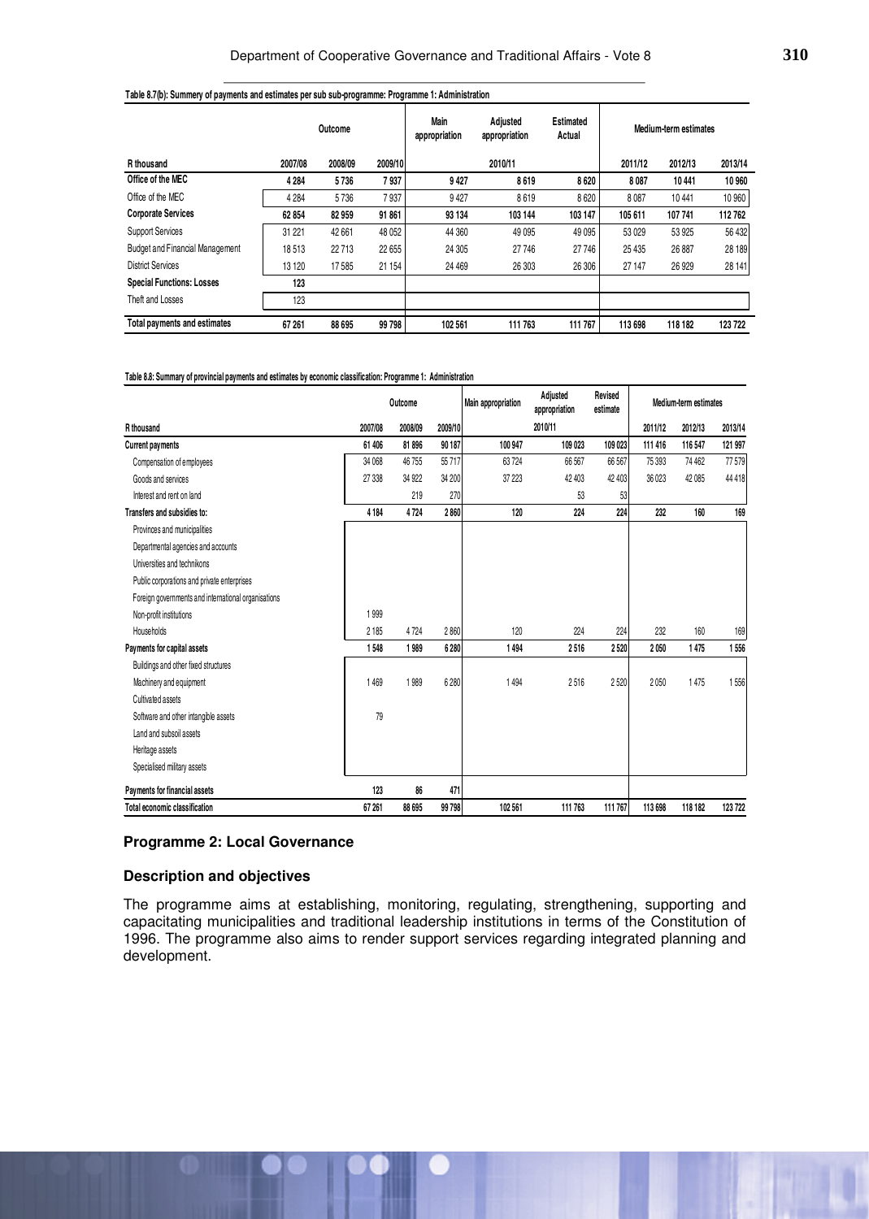**Table 8.7(b): Summery of payments and estimates per sub sub-programme: Programme 1: Administration**

| | Outcome | | | Main appropriation | Adjusted appropriation | Estimated Actual | Medium-term estimates | | |
|---|---|---|---|---|---|---|---|---|---|
| R thousand | 2007/08 | 2008/09 | 2009/10 | 2010/11 | | | 2011/12 | 2012/13 | 2013/14 |
| **Office of the MEC** | **4 284** | **5 736** | **7 937** | **9 427** | **8 619** | **8 620** | **8 087** | **10 441** | **10 960** |
| Office of the MEC | 4 284 | 5 736 | 7 937 | 9 427 | 8 619 | 8 620 | 8 087 | 10 441 | 10 960 |
| **Corporate Services** | **62 854** | **82 959** | **91 861** | **93 134** | **103 144** | **103 147** | **105 611** | **107 741** | **112 762** |
| Support Services | 31 221 | 42 661 | 48 052 | 44 360 | 49 095 | 49 095 | 53 029 | 53 925 | 56 432 |
| Budget and Financial Management | 18 513 | 22 713 | 22 655 | 24 305 | 27 746 | 27 746 | 25 435 | 26 887 | 28 189 |
| District Services | 13 120 | 17 585 | 21 154 | 24 469 | 26 303 | 26 306 | 27 147 | 26 929 | 28 141 |
| **Special Functions: Losses** | **123** | | | | | | | | |
| Theft and Losses | 123 | | | | | | | | |
| **Total payments and estimates** | **67 261** | **88 695** | **99 798** | **102 561** | **111 763** | **111 767** | **113 698** | **118 182** | **123 722** |

**Table 8.8: Summary of provincial payments and estimates by economic classification: Programme 1: Administration**

| | Outcome | | | Main appropriation | Adjusted appropriation | Revised estimate | Medium-term estimates | | |
|---|---|---|---|---|---|---|---|---|---|
| R thousand | 2007/08 | 2008/09 | 2009/10 | 2010/11 | | | 2011/12 | 2012/13 | 2013/14 |
| **Current payments** | **61 406** | **81 896** | **90 187** | **100 947** | **109 023** | **109 023** | **111 416** | **116 547** | **121 997** |
| Compensation of employees | 34 068 | 46 755 | 55 717 | 63 724 | 66 567 | 66 567 | 75 393 | 74 462 | 77 579 |
| Goods and services | 27 338 | 34 922 | 34 200 | 37 223 | 42 403 | 42 403 | 36 023 | 42 085 | 44 418 |
| Interest and rent on land | | 219 | 270 | | 53 | 53 | | | |
| **Transfers and subsidies to:** | **4 184** | **4 724** | **2 860** | **120** | **224** | **224** | **232** | **160** | **169** |
| Provinces and municipalities | | | | | | | | | |
| Departmental agencies and accounts | | | | | | | | | |
| Universities and technikons | | | | | | | | | |
| Public corporations and private enterprises | | | | | | | | | |
| Foreign governments and international organisations | | | | | | | | | |
| Non-profit institutions | 1 999 | | | | | | | | |
| Households | 2 185 | 4 724 | 2 860 | 120 | 224 | 224 | 232 | 160 | 169 |
| **Payments for capital assets** | **1 548** | **1 989** | **6 280** | **1 494** | **2 516** | **2 520** | **2 050** | **1 475** | **1 556** |
| Buildings and other fixed structures | | | | | | | | | |
| Machinery and equipment | 1 469 | 1 989 | 6 280 | 1 494 | 2 516 | 2 520 | 2 050 | 1 475 | 1 556 |
| Cultivated assets | | | | | | | | | |
| Software and other intangible assets | 79 | | | | | | | | |
| Land and subsoil assets | | | | | | | | | |
| Heritage assets | | | | | | | | | |
| Specialised military assets | | | | | | | | | |
| **Payments for financial assets** | **123** | **86** | **471** | | | | | | |
| **Total economic classification** | **67 261** | **88 695** | **99 798** | **102 561** | **111 763** | **111 767** | **113 698** | **118 182** | **123 722** |

## Programme 2: Local Governance

### Description and objectives

The programme aims at establishing, monitoring, regulating, strengthening, supporting and capacitating municipalities and traditional leadership institutions in terms of the Constitution of 1996. The programme also aims to render support services regarding integrated planning and development.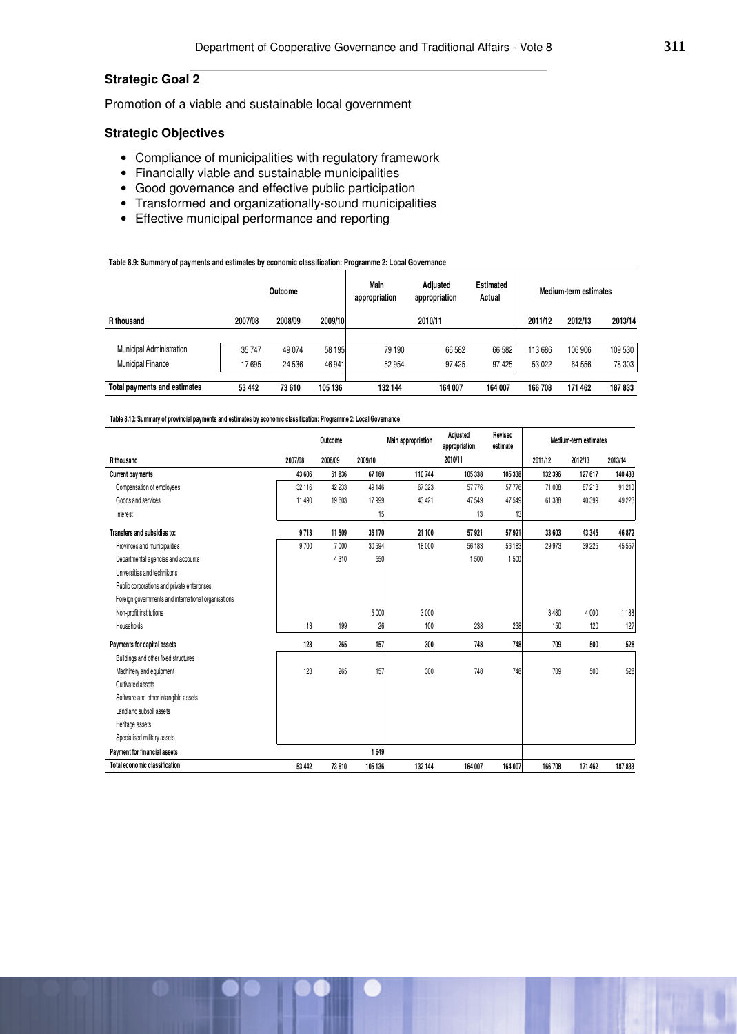### Strategic Goal 2

Promotion of a viable and sustainable local government

### Strategic Objectives

- Compliance of municipalities with regulatory framework
- Financially viable and sustainable municipalities
- Good governance and effective public participation
- Transformed and organizationally-sound municipalities
- Effective municipal performance and reporting

**Table 8.9: Summary of payments and estimates by economic classification: Programme 2: Local Governance**

| | Outcome | | | Main appropriation | Adjusted appropriation | Estimated Actual | Medium-term estimates | | |
|---|---|---|---|---|---|---|---|---|---|
| R thousand | 2007/08 | 2008/09 | 2009/10 | | 2010/11 | | 2011/12 | 2012/13 | 2013/14 |
| Municipal Administration | 35 747 | 49 074 | 58 195 | 79 190 | 66 582 | 66 582 | 113 686 | 106 906 | 109 530 |
| Municipal Finance | 17 695 | 24 536 | 46 941 | 52 954 | 97 425 | 97 425 | 53 022 | 64 556 | 78 303 |
| **Total payments and estimates** | **53 442** | **73 610** | **105 136** | **132 144** | **164 007** | **164 007** | **166 708** | **171 462** | **187 833** |

**Table 8.10: Summary of provincial payments and estimates by economic classification: Programme 2: Local Governance**

| | Outcome | | | Main appropriation | Adjusted appropriation | Revised estimate | Medium-term estimates | | |
|---|---|---|---|---|---|---|---|---|---|
| R thousand | 2007/08 | 2008/09 | 2009/10 | | 2010/11 | | 2011/12 | 2012/13 | 2013/14 |
| **Current payments** | **43 606** | **61 836** | **67 160** | **110 744** | **105 338** | **105 338** | **132 396** | **127 617** | **140 433** |
| Compensation of employees | 32 116 | 42 233 | 49 146 | 67 323 | 57 776 | 57 776 | 71 008 | 87 218 | 91 210 |
| Goods and services | 11 490 | 19 603 | 17 999 | 43 421 | 47 549 | 47 549 | 61 388 | 40 399 | 49 223 |
| Interest | | | 15 | | 13 | 13 | | | |
| **Transfers and subsidies to:** | **9 713** | **11 509** | **36 170** | **21 100** | **57 921** | **57 921** | **33 603** | **43 345** | **46 872** |
| Provinces and municipalities | 9 700 | 7 000 | 30 594 | 18 000 | 56 183 | 56 183 | 29 973 | 39 225 | 45 557 |
| Departmental agencies and accounts | | 4 310 | 550 | | 1 500 | 1 500 | | | |
| Universities and technikons | | | | | | | | | |
| Public corporations and private enterprises | | | | | | | | | |
| Foreign governments and international organisations | | | | | | | | | |
| Non-profit institutions | | | 5 000 | 3 000 | | | 3 480 | 4 000 | 1 188 |
| Households | 13 | 199 | 26 | 100 | 238 | 238 | 150 | 120 | 127 |
| **Payments for capital assets** | **123** | **265** | **157** | **300** | **748** | **748** | **709** | **500** | **528** |
| Buildings and other fixed structures | | | | | | | | | |
| Machinery and equipment | 123 | 265 | 157 | 300 | 748 | 748 | 709 | 500 | 528 |
| Cultivated assets | | | | | | | | | |
| Software and other intangible assets | | | | | | | | | |
| Land and subsoil assets | | | | | | | | | |
| Heritage assets | | | | | | | | | |
| Specialised military assets | | | | | | | | | |
| **Payment for financial assets** | | | **1 649** | | | | | | |
| **Total economic classification** | **53 442** | **73 610** | **105 136** | **132 144** | **164 007** | **164 007** | **166 708** | **171 462** | **187 833** |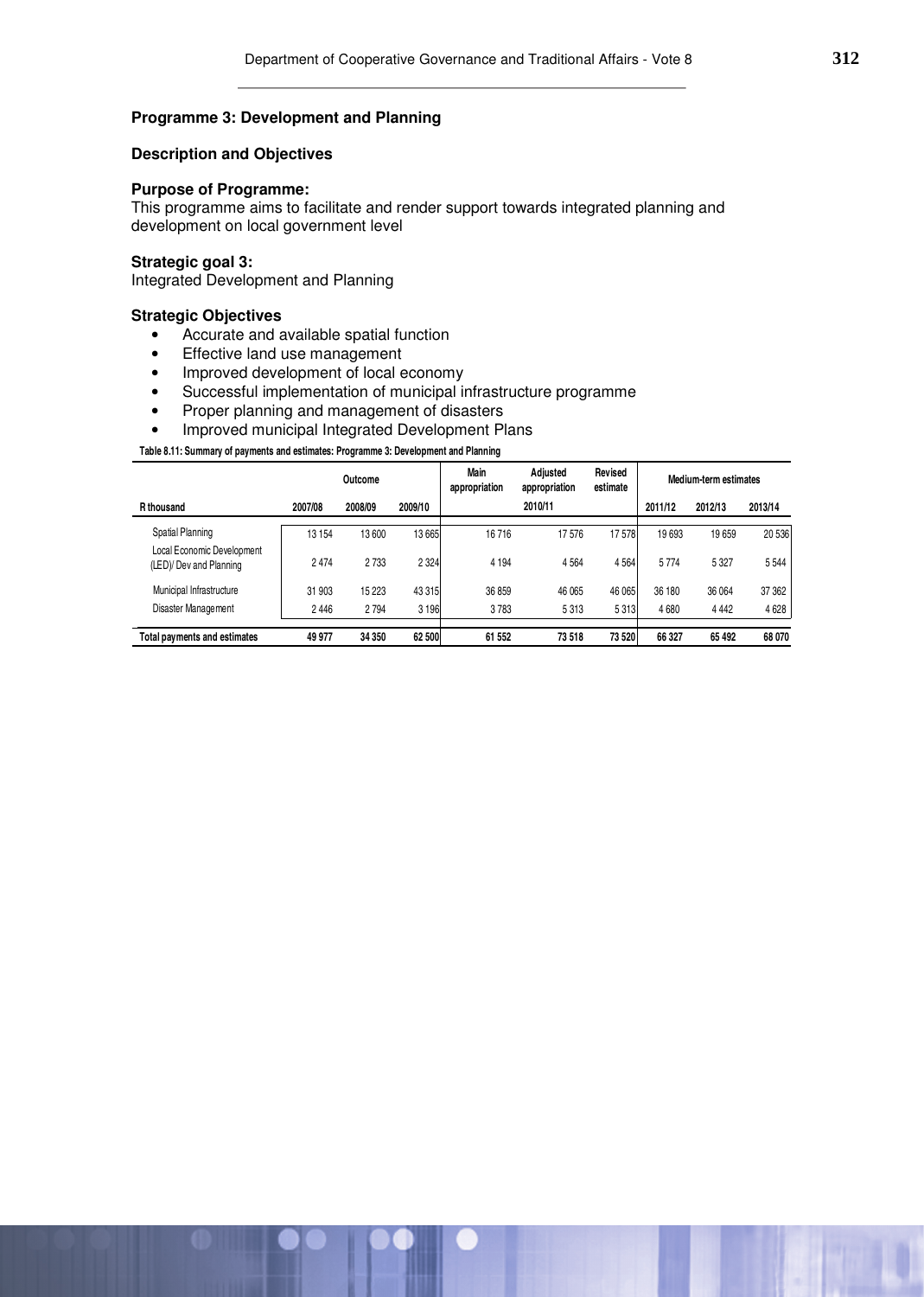## Programme 3: Development and Planning

### Description and Objectives

**Purpose of Programme:**
This programme aims to facilitate and render support towards integrated planning and development on local government level

**Strategic goal 3:**
Integrated Development and Planning

**Strategic Objectives**

- Accurate and available spatial function
- Effective land use management
- Improved development of local economy
- Successful implementation of municipal infrastructure programme
- Proper planning and management of disasters
- Improved municipal Integrated Development Plans

**Table 8.11: Summary of payments and estimates: Programme 3: Development and Planning**

| | Outcome | | | Main appropriation | Adjusted appropriation | Revised estimate | Medium-term estimates | | |
|---|---|---|---|---|---|---|---|---|---|
| R thousand | 2007/08 | 2008/09 | 2009/10 | | 2010/11 | | 2011/12 | 2012/13 | 2013/14 |
| Spatial Planning | 13 154 | 13 600 | 13 665 | 16 716 | 17 576 | 17 578 | 19 693 | 19 659 | 20 536 |
| Local Economic Development (LED)/ Dev and Planning | 2 474 | 2 733 | 2 324 | 4 194 | 4 564 | 4 564 | 5 774 | 5 327 | 5 544 |
| Municipal Infrastructure | 31 903 | 15 223 | 43 315 | 36 859 | 46 065 | 46 065 | 36 180 | 36 064 | 37 362 |
| Disaster Management | 2 446 | 2 794 | 3 196 | 3 783 | 5 313 | 5 313 | 4 680 | 4 442 | 4 628 |
| **Total payments and estimates** | **49 977** | **34 350** | **62 500** | **61 552** | **73 518** | **73 520** | **66 327** | **65 492** | **68 070** |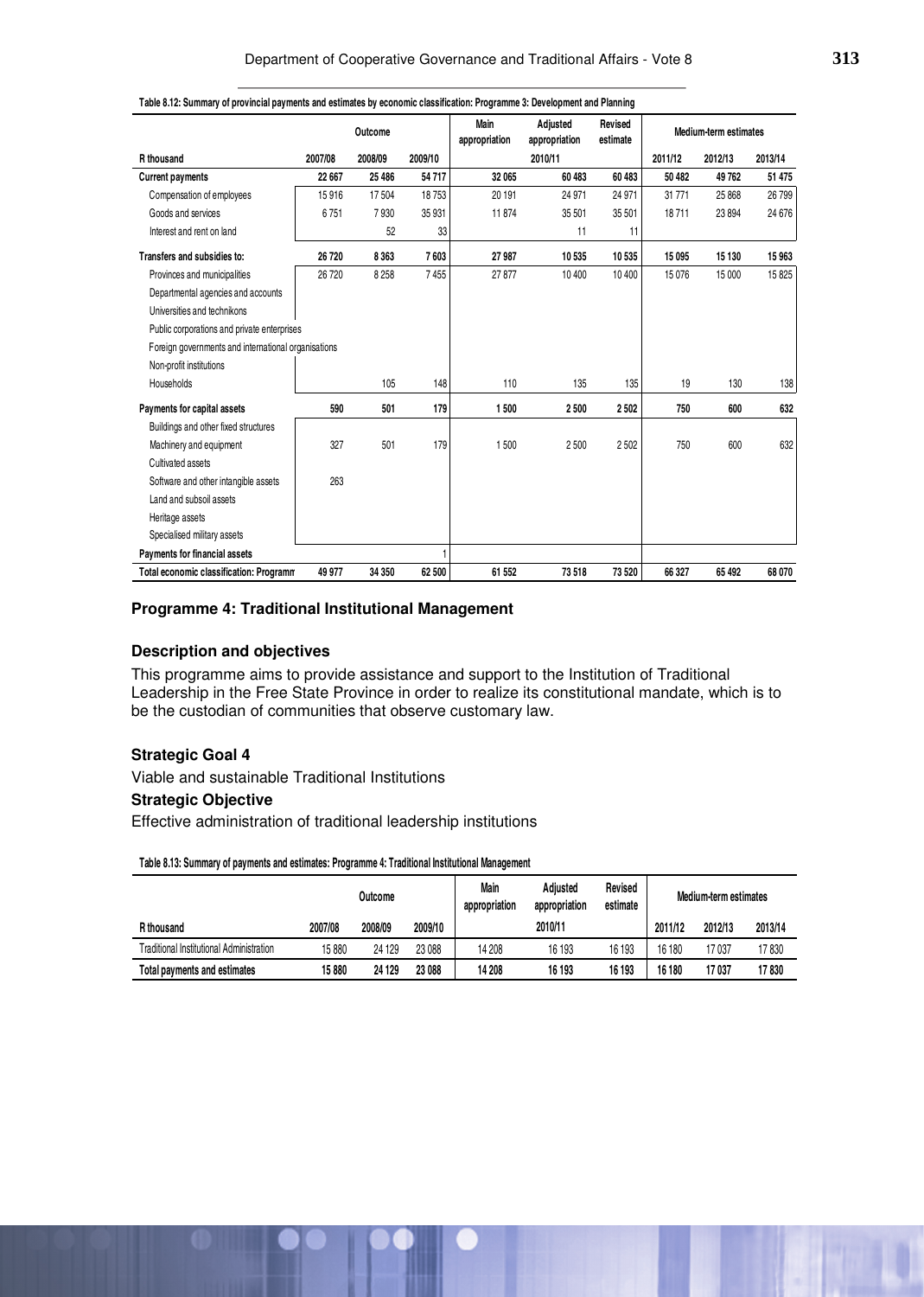Table 8.12: Summary of provincial payments and estimates by economic classification: Programme 3: Development and Planning

| | Outcome | | | Main appropriation | Adjusted appropriation | Revised estimate | Medium-term estimates | | |
|---|---|---|---|---|---|---|---|---|---|
| R thousand | 2007/08 | 2008/09 | 2009/10 | | 2010/11 | | 2011/12 | 2012/13 | 2013/14 |
| **Current payments** | **22 667** | **25 486** | **54 717** | **32 065** | **60 483** | **60 483** | **50 482** | **49 762** | **51 475** |
| Compensation of employees | 15 916 | 17 504 | 18 753 | 20 191 | 24 971 | 24 971 | 31 771 | 25 868 | 26 799 |
| Goods and services | 6 751 | 7 930 | 35 931 | 11 874 | 35 501 | 35 501 | 18 711 | 23 894 | 24 676 |
| Interest and rent on land | | 52 | 33 | | 11 | 11 | | | |
| **Transfers and subsidies to:** | **26 720** | **8 363** | **7 603** | **27 987** | **10 535** | **10 535** | **15 095** | **15 130** | **15 963** |
| Provinces and municipalities | 26 720 | 8 258 | 7 455 | 27 877 | 10 400 | 10 400 | 15 076 | 15 000 | 15 825 |
| Departmental agencies and accounts | | | | | | | | | |
| Universities and technikons | | | | | | | | | |
| Public corporations and private enterprises | | | | | | | | | |
| Foreign governments and international organisations | | | | | | | | | |
| Non-profit institutions | | | | | | | | | |
| Households | | 105 | 148 | 110 | 135 | 135 | 19 | 130 | 138 |
| **Payments for capital assets** | **590** | **501** | **179** | **1 500** | **2 500** | **2 502** | **750** | **600** | **632** |
| Buildings and other fixed structures | | | | | | | | | |
| Machinery and equipment | 327 | 501 | 179 | 1 500 | 2 500 | 2 502 | 750 | 600 | 632 |
| Cultivated assets | | | | | | | | | |
| Software and other intangible assets | 263 | | | | | | | | |
| Land and subsoil assets | | | | | | | | | |
| Heritage assets | | | | | | | | | |
| Specialised military assets | | | | | | | | | |
| **Payments for financial assets** | | | 1 | | | | | | |
| **Total economic classification: Programm** | **49 977** | **34 350** | **62 500** | **61 552** | **73 518** | **73 520** | **66 327** | **65 492** | **68 070** |

### Programme 4: Traditional Institutional Management

### Description and objectives

This programme aims to provide assistance and support to the Institution of Traditional Leadership in the Free State Province in order to realize its constitutional mandate, which is to be the custodian of communities that observe customary law.

### Strategic Goal 4

Viable and sustainable Traditional Institutions

### Strategic Objective

Effective administration of traditional leadership institutions

Table 8.13: Summary of payments and estimates: Programme 4: Traditional Institutional Management

| | Outcome | | | Main appropriation | Adjusted appropriation | Revised estimate | Medium-term estimates | | |
|---|---|---|---|---|---|---|---|---|---|
| R thousand | 2007/08 | 2008/09 | 2009/10 | | 2010/11 | | 2011/12 | 2012/13 | 2013/14 |
| Traditional Institutional Administration | 15 880 | 24 129 | 23 088 | 14 208 | 16 193 | 16 193 | 16 180 | 17 037 | 17 830 |
| **Total payments and estimates** | **15 880** | **24 129** | **23 088** | **14 208** | **16 193** | **16 193** | **16 180** | **17 037** | **17 830** |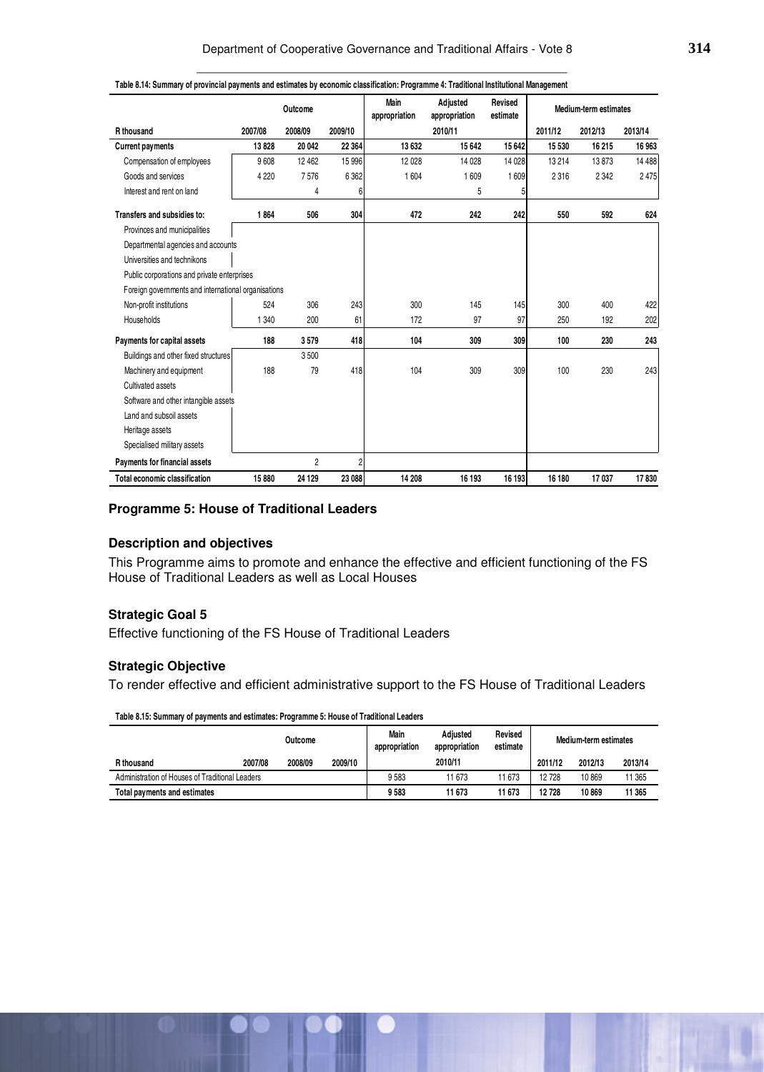**Table 8.14: Summary of provincial payments and estimates by economic classification: Programme 4: Traditional Institutional Management**

| | Outcome | | | Main appropriation | Adjusted appropriation | Revised estimate | Medium-term estimates | | |
|---|---|---|---|---|---|---|---|---|---|
| R thousand | 2007/08 | 2008/09 | 2009/10 | | 2010/11 | | 2011/12 | 2012/13 | 2013/14 |
| **Current payments** | **13 828** | **20 042** | **22 364** | **13 632** | **15 642** | **15 642** | **15 530** | **16 215** | **16 963** |
| Compensation of employees | 9 608 | 12 462 | 15 996 | 12 028 | 14 028 | 14 028 | 13 214 | 13 873 | 14 488 |
| Goods and services | 4 220 | 7 576 | 6 362 | 1 604 | 1 609 | 1 609 | 2 316 | 2 342 | 2 475 |
| Interest and rent on land | | 4 | 6 | | 5 | 5 | | | |
| **Transfers and subsidies to:** | **1 864** | **506** | **304** | **472** | **242** | **242** | **550** | **592** | **624** |
| Provinces and municipalities | | | | | | | | | |
| Departmental agencies and accounts | | | | | | | | | |
| Universities and technikons | | | | | | | | | |
| Public corporations and private enterprises | | | | | | | | | |
| Foreign governments and international organisations | | | | | | | | | |
| Non-profit institutions | 524 | 306 | 243 | 300 | 145 | 145 | 300 | 400 | 422 |
| Households | 1 340 | 200 | 61 | 172 | 97 | 97 | 250 | 192 | 202 |
| **Payments for capital assets** | **188** | **3 579** | **418** | **104** | **309** | **309** | **100** | **230** | **243** |
| Buildings and other fixed structures | | 3 500 | | | | | | | |
| Machinery and equipment | 188 | 79 | 418 | 104 | 309 | 309 | 100 | 230 | 243 |
| Cultivated assets | | | | | | | | | |
| Software and other intangible assets | | | | | | | | | |
| Land and subsoil assets | | | | | | | | | |
| Heritage assets | | | | | | | | | |
| Specialised military assets | | | | | | | | | |
| **Payments for financial assets** | | 2 | 2 | | | | | | |
| **Total economic classification** | **15 880** | **24 129** | **23 088** | **14 208** | **16 193** | **16 193** | **16 180** | **17 037** | **17 830** |

### Programme 5: House of Traditional Leaders

#### Description and objectives

This Programme aims to promote and enhance the effective and efficient functioning of the FS House of Traditional Leaders as well as Local Houses

#### Strategic Goal 5

Effective functioning of the FS House of Traditional Leaders

#### Strategic Objective

To render effective and efficient administrative support to the FS House of Traditional Leaders

**Table 8.15: Summary of payments and estimates: Programme 5: House of Traditional Leaders**

| | Outcome | | | Main appropriation | Adjusted appropriation | Revised estimate | Medium-term estimates | | |
|---|---|---|---|---|---|---|---|---|---|
| R thousand | 2007/08 | 2008/09 | 2009/10 | | 2010/11 | | 2011/12 | 2012/13 | 2013/14 |
| Administration of Houses of Traditional Leaders | | | | 9 583 | 11 673 | 11 673 | 12 728 | 10 869 | 11 365 |
| **Total payments and estimates** | | | | **9 583** | **11 673** | **11 673** | **12 728** | **10 869** | **11 365** |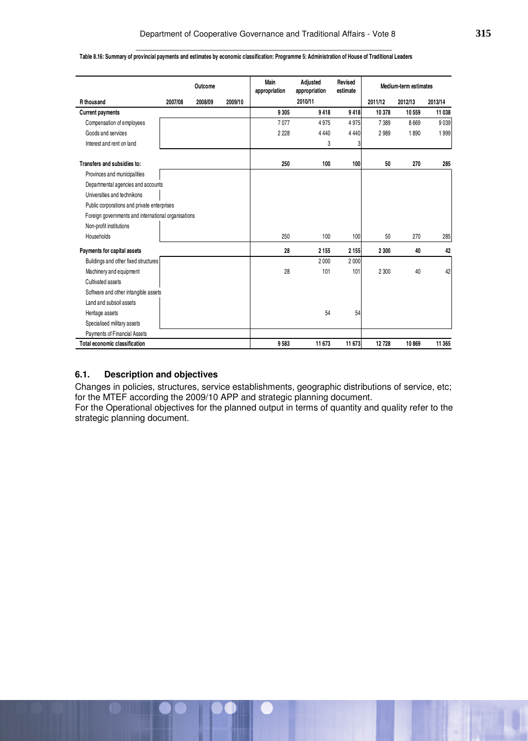**Table 8.16: Summary of provincial payments and estimates by economic classification: Programme 5: Administration of House of Traditional Leaders**

| | Outcome | | | Main appropriation | Adjusted appropriation | Revised estimate | Medium-term estimates | | |
|---|---|---|---|---|---|---|---|---|---|
| R thousand | 2007/08 | 2008/09 | 2009/10 | | 2010/11 | | 2011/12 | 2012/13 | 2013/14 |
| **Current payments** | | | | **9 305** | **9 418** | **9 418** | **10 378** | **10 559** | **11 038** |
| Compensation of employees | | | | 7 077 | 4 975 | 4 975 | 7 389 | 8 669 | 9 039 |
| Goods and services | | | | 2 228 | 4 440 | 4 440 | 2 989 | 1 890 | 1 999 |
| Interest and rent on land | | | | | 3 | 3 | | | |
| **Transfers and subsidies to:** | | | | **250** | **100** | **100** | **50** | **270** | **285** |
| Provinces and municipalities | | | | | | | | | |
| Departmental agencies and accounts | | | | | | | | | |
| Universities and technikons | | | | | | | | | |
| Public corporations and private enterprises | | | | | | | | | |
| Foreign governments and international organisations | | | | | | | | | |
| Non-profit institutions | | | | | | | | | |
| Households | | | | 250 | 100 | 100 | 50 | 270 | 285 |
| **Payments for capital assets** | | | | **28** | **2 155** | **2 155** | **2 300** | **40** | **42** |
| Buildings and other fixed structures | | | | | 2 000 | 2 000 | | | |
| Machinery and equipment | | | | 28 | 101 | 101 | 2 300 | 40 | 42 |
| Cultivated assets | | | | | | | | | |
| Software and other intangible assets | | | | | | | | | |
| Land and subsoil assets | | | | | | | | | |
| Heritage assets | | | | | 54 | 54 | | | |
| Specialised military assets | | | | | | | | | |
| Payments of Financial Assets | | | | | | | | | |
| **Total economic classification** | | | | **9 583** | **11 673** | **11 673** | **12 728** | **10 869** | **11 365** |

### 6.1. Description and objectives

Changes in policies, structures, service establishments, geographic distributions of service, etc; for the MTEF according the 2009/10 APP and strategic planning document.

For the Operational objectives for the planned output in terms of quantity and quality refer to the strategic planning document.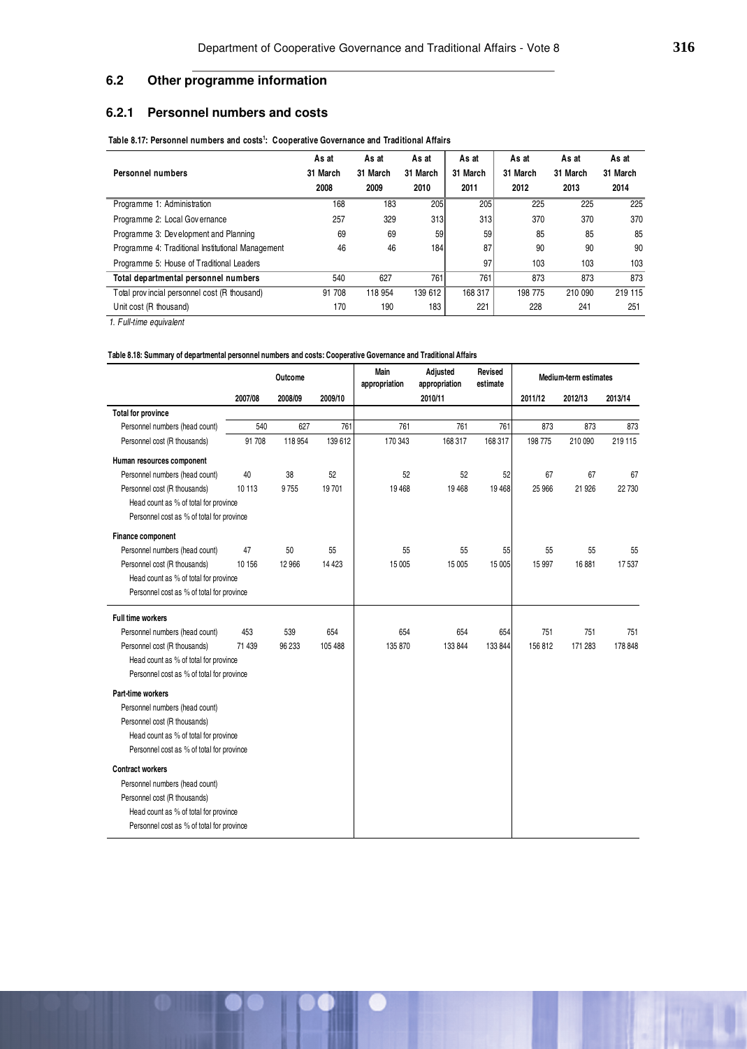## 6.2 Other programme information

### 6.2.1 Personnel numbers and costs

**Table 8.17: Personnel numbers and costs[1]: Cooperative Governance and Traditional Affairs**

| Personnel numbers | As at 31 March 2008 | As at 31 March 2009 | As at 31 March 2010 | As at 31 March 2011 | As at 31 March 2012 | As at 31 March 2013 | As at 31 March 2014 |
|---|---|---|---|---|---|---|---|
| Programme 1: Administration | 168 | 183 | 205 | 205 | 225 | 225 | 225 |
| Programme 2: Local Governance | 257 | 329 | 313 | 313 | 370 | 370 | 370 |
| Programme 3: Development and Planning | 69 | 69 | 59 | 59 | 85 | 85 | 85 |
| Programme 4: Traditional Institutional Management | 46 | 46 | 184 | 87 | 90 | 90 | 90 |
| Programme 5: House of Traditional Leaders | | | | 97 | 103 | 103 | 103 |
| **Total departmental personnel numbers** | 540 | 627 | 761 | 761 | 873 | 873 | 873 |
| Total provincial personnel cost (R thousand) | 91 708 | 118 954 | 139 612 | 168 317 | 198 775 | 210 090 | 219 115 |
| Unit cost (R thousand) | 170 | 190 | 183 | 221 | 228 | 241 | 251 |

*1. Full-time equivalent*

**Table 8.18: Summary of departmental personnel numbers and costs: Cooperative Governance and Traditional Affairs**

| | Outcome | | | Main appropriation | Adjusted appropriation | Revised estimate | Medium-term estimates | | |
|---|---|---|---|---|---|---|---|---|---|
| | 2007/08 | 2008/09 | 2009/10 | | 2010/11 | | 2011/12 | 2012/13 | 2013/14 |
| **Total for province** | | | | | | | | | |
| Personnel numbers (head count) | 540 | 627 | 761 | 761 | 761 | 761 | 873 | 873 | 873 |
| Personnel cost (R thousands) | 91 708 | 118 954 | 139 612 | 170 343 | 168 317 | 168 317 | 198 775 | 210 090 | 219 115 |
| **Human resources component** | | | | | | | | | |
| Personnel numbers (head count) | 40 | 38 | 52 | 52 | 52 | 52 | 67 | 67 | 67 |
| Personnel cost (R thousands) | 10 113 | 9 755 | 19 701 | 19 468 | 19 468 | 19 468 | 25 966 | 21 926 | 22 730 |
| Head count as % of total for province | | | | | | | | | |
| Personnel cost as % of total for province | | | | | | | | | |
| **Finance component** | | | | | | | | | |
| Personnel numbers (head count) | 47 | 50 | 55 | 55 | 55 | 55 | 55 | 55 | 55 |
| Personnel cost (R thousands) | 10 156 | 12 966 | 14 423 | 15 005 | 15 005 | 15 005 | 15 997 | 16 881 | 17 537 |
| Head count as % of total for province | | | | | | | | | |
| Personnel cost as % of total for province | | | | | | | | | |
| **Full time workers** | | | | | | | | | |
| Personnel numbers (head count) | 453 | 539 | 654 | 654 | 654 | 654 | 751 | 751 | 751 |
| Personnel cost (R thousands) | 71 439 | 96 233 | 105 488 | 135 870 | 133 844 | 133 844 | 156 812 | 171 283 | 178 848 |
| Head count as % of total for province | | | | | | | | | |
| Personnel cost as % of total for province | | | | | | | | | |
| **Part-time workers** | | | | | | | | | |
| Personnel numbers (head count) | | | | | | | | | |
| Personnel cost (R thousands) | | | | | | | | | |
| Head count as % of total for province | | | | | | | | | |
| Personnel cost as % of total for province | | | | | | | | | |
| **Contract workers** | | | | | | | | | |
| Personnel numbers (head count) | | | | | | | | | |
| Personnel cost (R thousands) | | | | | | | | | |
| Head count as % of total for province | | | | | | | | | |
| Personnel cost as % of total for province | | | | | | | | | |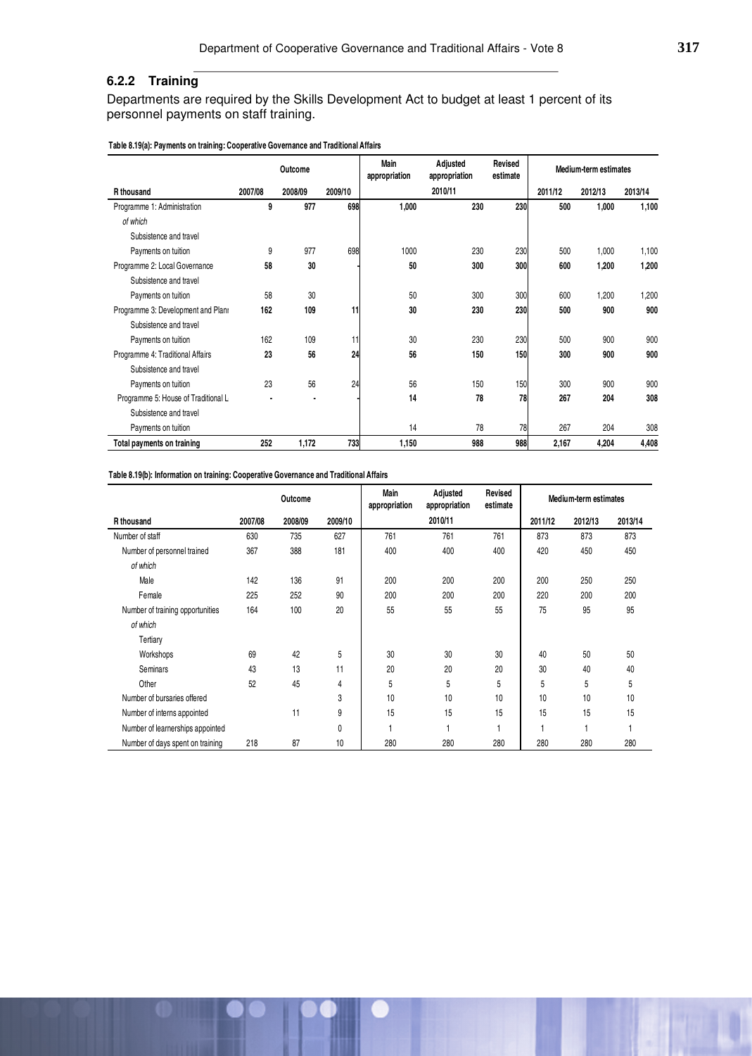### 6.2.2 Training

Departments are required by the Skills Development Act to budget at least 1 percent of its personnel payments on staff training.

**Table 8.19(a): Payments on training: Cooperative Governance and Traditional Affairs**

| | Outcome | | | Main appropriation | Adjusted appropriation | Revised estimate | Medium-term estimates | | |
|---|---|---|---|---|---|---|---|---|---|
| R thousand | 2007/08 | 2008/09 | 2009/10 | | 2010/11 | | 2011/12 | 2012/13 | 2013/14 |
| Programme 1: Administration | 9 | 977 | 698 | 1,000 | 230 | 230 | 500 | 1,000 | 1,100 |
| *of which* | | | | | | | | | |
| Subsistence and travel | | | | | | | | | |
| Payments on tuition | 9 | 977 | 698 | 1000 | 230 | 230 | 500 | 1,000 | 1,100 |
| Programme 2: Local Governance | 58 | 30 | - | 50 | 300 | 300 | 600 | 1,200 | 1,200 |
| Subsistence and travel | | | | | | | | | |
| Payments on tuition | 58 | 30 | | 50 | 300 | 300 | 600 | 1,200 | 1,200 |
| Programme 3: Development and Plani | 162 | 109 | 11 | 30 | 230 | 230 | 500 | 900 | 900 |
| Subsistence and travel | | | | | | | | | |
| Payments on tuition | 162 | 109 | 11 | 30 | 230 | 230 | 500 | 900 | 900 |
| Programme 4: Traditional Affairs | 23 | 56 | 24 | 56 | 150 | 150 | 300 | 900 | 900 |
| Subsistence and travel | | | | | | | | | |
| Payments on tuition | 23 | 56 | 24 | 56 | 150 | 150 | 300 | 900 | 900 |
| Programme 5: House of Traditional L | - | - | - | 14 | 78 | 78 | 267 | 204 | 308 |
| Subsistence and travel | | | | | | | | | |
| Payments on tuition | | | | 14 | 78 | 78 | 267 | 204 | 308 |
| **Total payments on training** | **252** | **1,172** | **733** | **1,150** | **988** | **988** | **2,167** | **4,204** | **4,408** |

**Table 8.19(b): Information on training: Cooperative Governance and Traditional Affairs**

| | Outcome | | | Main appropriation | Adjusted appropriation | Revised estimate | Medium-term estimates | | |
|---|---|---|---|---|---|---|---|---|---|
| R thousand | 2007/08 | 2008/09 | 2009/10 | | 2010/11 | | 2011/12 | 2012/13 | 2013/14 |
| Number of staff | 630 | 735 | 627 | 761 | 761 | 761 | 873 | 873 | 873 |
| Number of personnel trained | 367 | 388 | 181 | 400 | 400 | 400 | 420 | 450 | 450 |
| *of which* | | | | | | | | | |
| Male | 142 | 136 | 91 | 200 | 200 | 200 | 200 | 250 | 250 |
| Female | 225 | 252 | 90 | 200 | 200 | 200 | 220 | 200 | 200 |
| Number of training opportunities | 164 | 100 | 20 | 55 | 55 | 55 | 75 | 95 | 95 |
| *of which* | | | | | | | | | |
| Tertiary | | | | | | | | | |
| Workshops | 69 | 42 | 5 | 30 | 30 | 30 | 40 | 50 | 50 |
| Seminars | 43 | 13 | 11 | 20 | 20 | 20 | 30 | 40 | 40 |
| Other | 52 | 45 | 4 | 5 | 5 | 5 | 5 | 5 | 5 |
| Number of bursaries offered | | | 3 | 10 | 10 | 10 | 10 | 10 | 10 |
| Number of interns appointed | | 11 | 9 | 15 | 15 | 15 | 15 | 15 | 15 |
| Number of learnerships appointed | | | 0 | 1 | 1 | 1 | 1 | 1 | 1 |
| Number of days spent on training | 218 | 87 | 10 | 280 | 280 | 280 | 280 | 280 | 280 |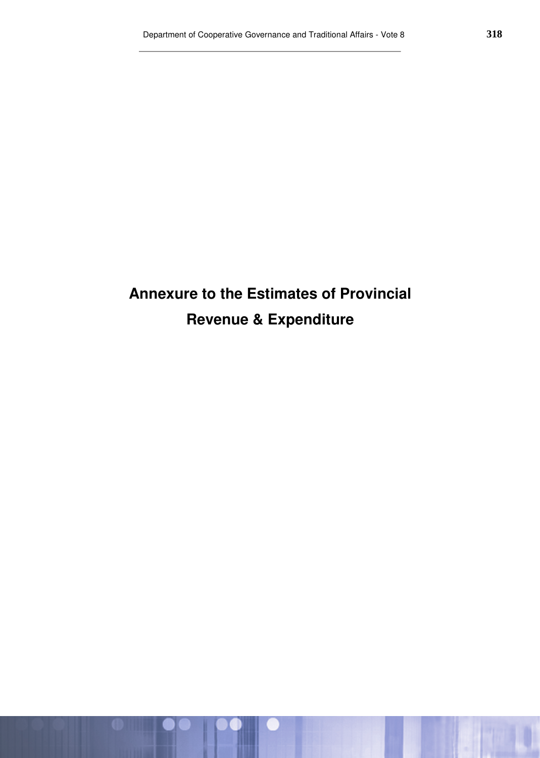# Annexure to the Estimates of Provincial Revenue & Expenditure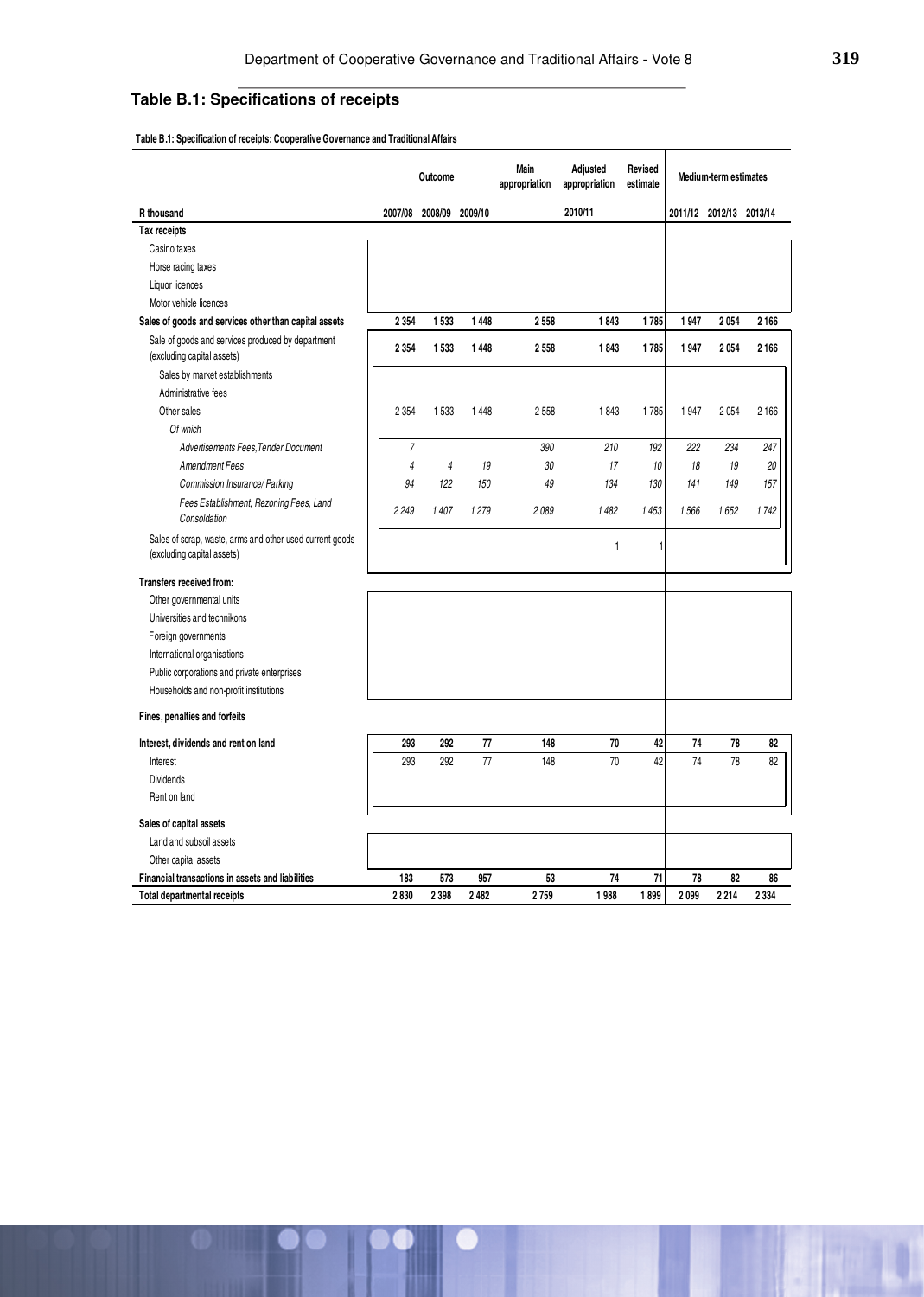## Table B.1: Specifications of receipts

**Table B.1: Specification of receipts: Cooperative Governance and Traditional Affairs**

| R thousand | Outcome | | | Main appropriation | Adjusted appropriation | Revised estimate | Medium-term estimates | | |
|---|---|---|---|---|---|---|---|---|---|
| | 2007/08 | 2008/09 | 2009/10 | | 2010/11 | | 2011/12 | 2012/13 | 2013/14 |
| **Tax receipts** | | | | | | | | | |
| Casino taxes | | | | | | | | | |
| Horse racing taxes | | | | | | | | | |
| Liquor licences | | | | | | | | | |
| Motor vehicle licences | | | | | | | | | |
| **Sales of goods and services other than capital assets** | **2 354** | **1 533** | **1 448** | **2 558** | **1 843** | **1 785** | **1 947** | **2 054** | **2 166** |
| Sale of goods and services produced by department (excluding capital assets) | **2 354** | **1 533** | **1 448** | **2 558** | **1 843** | **1 785** | **1 947** | **2 054** | **2 166** |
| Sales by market establishments | | | | | | | | | |
| Administrative fees | | | | | | | | | |
| Other sales | 2 354 | 1 533 | 1 448 | 2 558 | 1 843 | 1 785 | 1 947 | 2 054 | 2 166 |
| *Of which* | | | | | | | | | |
| *Advertisements Fees,Tender Document* | *7* | | | *390* | *210* | *192* | *222* | *234* | *247* |
| *Amendment Fees* | *4* | *4* | *19* | *30* | *17* | *10* | *18* | *19* | *20* |
| *Commission Insurance/ Parking* | *94* | *122* | *150* | *49* | *134* | *130* | *141* | *149* | *157* |
| *Fees Establishment, Rezoning Fees, Land Consoldation* | *2 249* | *1 407* | *1 279* | *2 089* | *1 482* | *1 453* | *1 566* | *1 652* | *1 742* |
| Sales of scrap, waste, arms and other used current goods (excluding capital assets) | | | | | 1 | 1 | | | |
| **Transfers received from:** | | | | | | | | | |
| Other governmental units | | | | | | | | | |
| Universities and technikons | | | | | | | | | |
| Foreign governments | | | | | | | | | |
| International organisations | | | | | | | | | |
| Public corporations and private enterprises | | | | | | | | | |
| Households and non-profit institutions | | | | | | | | | |
| **Fines, penalties and forfeits** | | | | | | | | | |
| **Interest, dividends and rent on land** | **293** | **292** | **77** | **148** | **70** | **42** | **74** | **78** | **82** |
| Interest | 293 | 292 | 77 | 148 | 70 | 42 | 74 | 78 | 82 |
| Dividends | | | | | | | | | |
| Rent on land | | | | | | | | | |
| **Sales of capital assets** | | | | | | | | | |
| Land and subsoil assets | | | | | | | | | |
| Other capital assets | | | | | | | | | |
| **Financial transactions in assets and liabilities** | **183** | **573** | **957** | **53** | **74** | **71** | **78** | **82** | **86** |
| **Total departmental receipts** | **2 830** | **2 398** | **2 482** | **2 759** | **1 988** | **1 899** | **2 099** | **2 214** | **2 334** |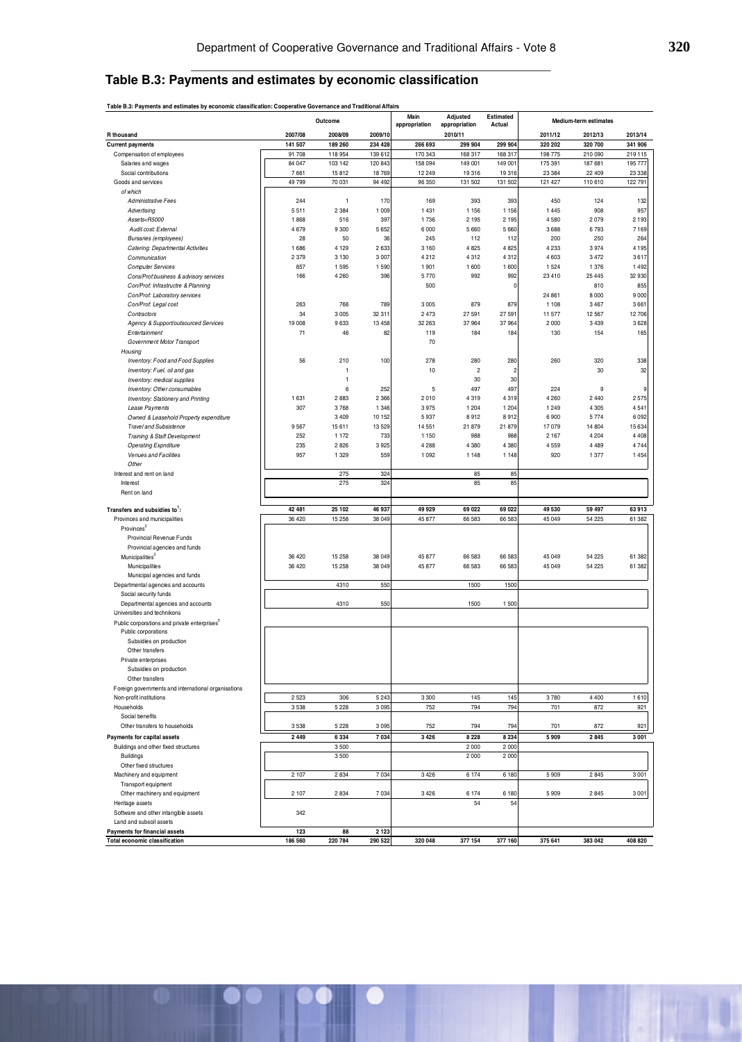## Table B.3: Payments and estimates by economic classification

**Table B.3: Payments and estimates by economic classification: Cooperative Governance and Traditional Affairs**

| R thousand | Outcome | | | Main appropriation | Adjusted appropriation | Estimated Actual | Medium-term estimates | | |
|---|---|---|---|---|---|---|---|---|---|
| | 2007/08 | 2008/09 | 2009/10 | | 2010/11 | | 2011/12 | 2012/13 | 2013/14 |
| **Current payments** | **141 507** | **189 260** | **234 428** | **266 693** | **299 904** | **299 904** | **320 202** | **320 700** | **341 906** |
| Compensation of employees | 91 708 | 118 954 | 139 612 | 170 343 | 168 317 | 168 317 | 198 775 | 210 090 | 219 115 |
| Salaries and wages | 84 047 | 103 142 | 120 843 | 158 094 | 149 001 | 149 001 | 175 391 | 187 681 | 195 777 |
| Social contributions | 7 661 | 15 812 | 18 769 | 12 249 | 19 316 | 19 316 | 23 384 | 22 409 | 23 338 |
| Goods and services | 49 799 | 70 031 | 94 492 | 96 350 | 131 502 | 131 502 | 121 427 | 110 610 | 122 791 |
| *of which* | | | | | | | | | |
| *Administrative Fees* | 244 | 1 | 170 | 169 | 393 | 393 | 450 | 124 | 132 |
| *Advertising* | 5 511 | 2 384 | 1 009 | 1 431 | 1 156 | 1 156 | 1 445 | 908 | 957 |
| *Assets<R5000* | 1 868 | 516 | 397 | 1 736 | 2 195 | 2 195 | 4 580 | 2 079 | 2 193 |
| *Audit cost: External* | 4 679 | 9 300 | 5 652 | 6 000 | 5 660 | 5 660 | 3 688 | 6 793 | 7 169 |
| *Bursaries (employees)* | 28 | 50 | 36 | 245 | 112 | 112 | 200 | 250 | 264 |
| *Catering: Departmental Activities* | 1 686 | 4 129 | 2 633 | 3 160 | 4 825 | 4 825 | 4 233 | 3 974 | 4 195 |
| *Communication* | 2 379 | 3 130 | 3 007 | 4 212 | 4 312 | 4 312 | 4 603 | 3 472 | 3 617 |
| *Computer Services* | 857 | 1 595 | 1 590 | 1 901 | 1 600 | 1 600 | 1 524 | 1 376 | 1 492 |
| *Cons/Prof:business & advisory services* | 166 | 4 260 | 396 | 5 770 | 992 | 992 | 23 410 | 25 445 | 32 930 |
| *Con/Prof: Infrastructre & Planning* | | | | 500 | | 0 | | 810 | 855 |
| *Con/Prof: Laboratory services* | | | | | | | 24 861 | 8 000 | 9 000 |
| *Con/Prof: Legal cost* | 263 | 766 | 789 | 3 005 | 879 | 879 | 1 108 | 3 467 | 3 661 |
| *Contractors* | 34 | 3 005 | 32 311 | 2 473 | 27 591 | 27 591 | 11 577 | 12 567 | 12 706 |
| *Agency & Support/outsourced Services* | 19 008 | 9 633 | 13 458 | 32 263 | 37 964 | 37 964 | 2 000 | 3 439 | 3 628 |
| *Entertainment* | 71 | 46 | 82 | 119 | 184 | 184 | 130 | 154 | 165 |
| *Government Motor Transport* | | | | 70 | | | | | |
| *Housing* | | | | | | | | | |
| *Inventory: Food and Food Supplies* | 56 | 210 | 100 | 278 | 280 | 280 | 260 | 320 | 338 |
| *Inventory: Fuel, oil and gas* | | 1 | | 10 | 2 | 2 | | 30 | 32 |
| *Inventory: medical supplies* | | 1 | | | 30 | 30 | | | |
| *Inventory: Other consumables* | | 6 | 252 | 5 | 497 | 497 | 224 | 9 | 9 |
| *Inventory: Stationery and Printing* | 1 631 | 2 883 | 2 366 | 2 010 | 4 319 | 4 319 | 4 260 | 2 440 | 2 575 |
| *Lease Payments* | 307 | 3 768 | 1 346 | 3 975 | 1 204 | 1 204 | 1 249 | 4 305 | 4 541 |
| *Owned & Leasehold Property expenditure* | | 3 409 | 10 152 | 5 937 | 8 912 | 8 912 | 6 900 | 5 774 | 6 092 |
| *Travel and Subsistence* | 9 567 | 15 611 | 13 529 | 14 551 | 21 879 | 21 879 | 17 079 | 14 804 | 15 634 |
| *Training & Staff Development* | 252 | 1 172 | 733 | 1 150 | 988 | 988 | 2 167 | 4 204 | 4 408 |
| *Operating Expnditure* | 235 | 2 826 | 3 925 | 4 288 | 4 380 | 4 380 | 4 559 | 4 489 | 4 744 |
| *Venues and Facilities* | 957 | 1 329 | 559 | 1 092 | 1 148 | 1 148 | 920 | 1 377 | 1 454 |
| *Other* | | | | | | | | | |
| Interest and rent on land | | 275 | 324 | | 85 | 85 | | | |
| Interest | | 275 | 324 | | 85 | 85 | | | |
| Rent on land | | | | | | | | | |
| **Transfers and subsidies to[1]:** | **42 481** | **25 102** | **46 937** | **49 929** | **69 022** | **69 022** | **49 530** | **59 497** | **63 913** |
| Provinces and municipalities | 36 420 | 15 258 | 38 049 | 45 877 | 66 583 | 66 583 | 45 049 | 54 225 | 61 382 |
| Provinces[2] | | | | | | | | | |
| Provincial Revenue Funds | | | | | | | | | |
| Provincial agencies and funds | | | | | | | | | |
| Municipalities[3] | 36 420 | 15 258 | 38 049 | 45 877 | 66 583 | 66 583 | 45 049 | 54 225 | 61 382 |
| Municipalities | 36 420 | 15 258 | 38 049 | 45 877 | 66 583 | 66 583 | 45 049 | 54 225 | 61 382 |
| Municipal agencies and funds | | | | | | | | | |
| Departmental agencies and accounts | | 4310 | 550 | | 1500 | 1500 | | | |
| Social security funds | | | | | | | | | |
| Departmental agencies and accounts | | 4310 | 550 | | 1500 | 1 500 | | | |
| Universities and technikons | | | | | | | | | |
| Public corporations and private enterprises[5] | | | | | | | | | |
| Public corporations | | | | | | | | | |
| Subsidies on production | | | | | | | | | |
| Other transfers | | | | | | | | | |
| Private enterprises | | | | | | | | | |
| Subsidies on production | | | | | | | | | |
| Other transfers | | | | | | | | | |
| Foreign governments and international organisations | | | | | | | | | |
| Non-profit institutions | 2 523 | 306 | 5 243 | 3 300 | 145 | 145 | 3 780 | 4 400 | 1 610 |
| Households | 3 538 | 5 228 | 3 095 | 752 | 794 | 794 | 701 | 872 | 921 |
| Social benefits | | | | | | | | | |
| Other transfers to households | 3 538 | 5 228 | 3 095 | 752 | 794 | 794 | 701 | 872 | 921 |
| **Payments for capital assets** | **2 449** | **6 334** | **7 034** | **3 426** | **8 228** | **8 234** | **5 909** | **2 845** | **3 001** |
| Buildings and other fixed structures | | 3 500 | | | 2 000 | 2 000 | | | |
| Buildings | | 3 500 | | | 2 000 | 2 000 | | | |
| Other fixed structures | | | | | | | | | |
| Machinery and equipment | 2 107 | 2 834 | 7 034 | 3 426 | 6 174 | 6 180 | 5 909 | 2 845 | 3 001 |
| Transport equipment | | | | | | | | | |
| Other machinery and equipment | 2 107 | 2 834 | 7 034 | 3 426 | 6 174 | 6 180 | 5 909 | 2 845 | 3 001 |
| Heritage assets | | | | | 54 | 54 | | | |
| Software and other intangible assets | 342 | | | | | | | | |
| Land and subsoil assets | | | | | | | | | |
| **Payments for financial assets** | **123** | **88** | **2 123** | | | | | | |
| **Total economic classification** | **186 560** | **220 784** | **290 522** | **320 048** | **377 154** | **377 160** | **375 641** | **383 042** | **408 820** |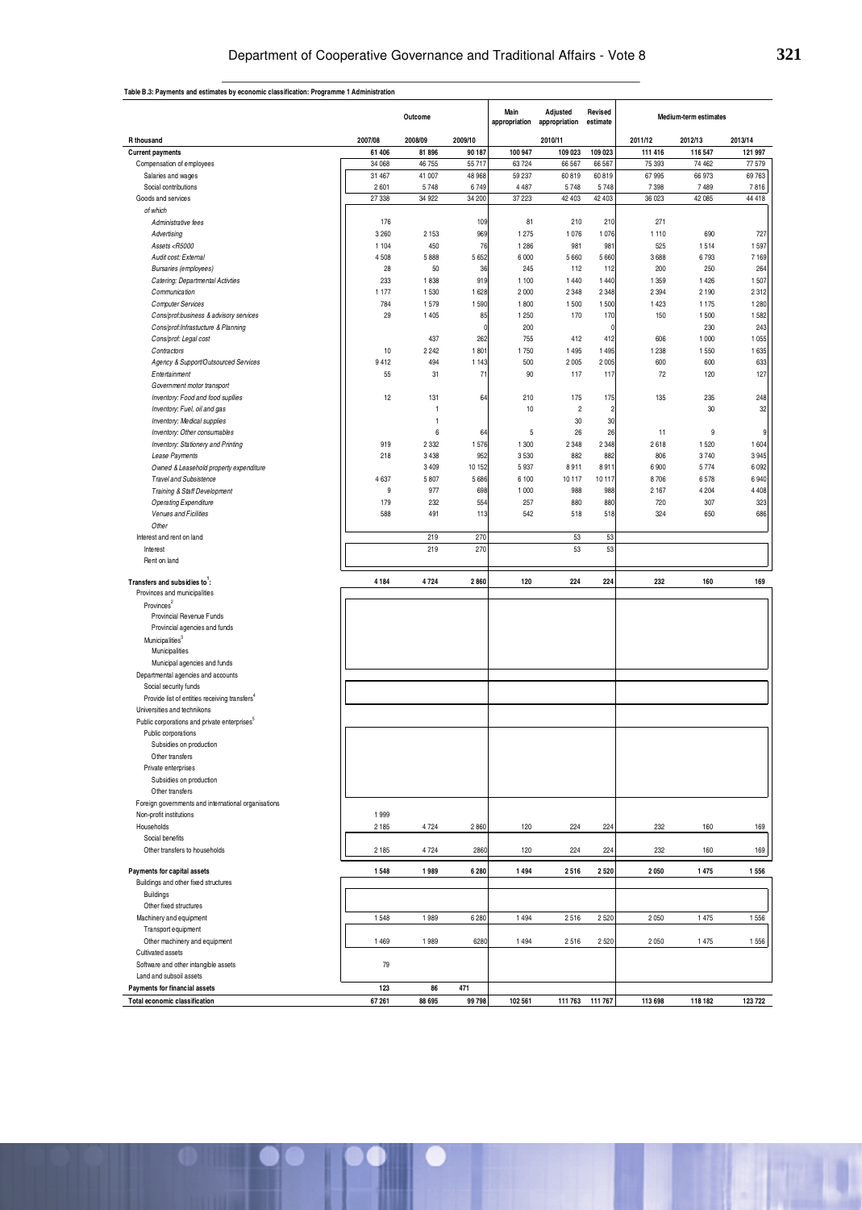**Table B.3: Payments and estimates by economic classification: Programme 1 Administration**

| R thousand | Outcome | | | Main appropriation | Adjusted appropriation | Revised estimate | Medium-term estimates | | |
|---|---|---|---|---|---|---|---|---|---|
| | 2007/08 | 2008/09 | 2009/10 | | 2010/11 | | 2011/12 | 2012/13 | 2013/14 |
| **Current payments** | **61 406** | **81 896** | **90 187** | **100 947** | **109 023** | **109 023** | **111 416** | **116 547** | **121 997** |
| Compensation of employees | 34 068 | 46 755 | 55 717 | 63 724 | 66 567 | 66 567 | 75 393 | 74 462 | 77 579 |
| Salaries and wages | 31 467 | 41 007 | 48 968 | 59 237 | 60 819 | 60 819 | 67 995 | 66 973 | 69 763 |
| Social contributions | 2 601 | 5 748 | 6 749 | 4 487 | 5 748 | 5 748 | 7 398 | 7 489 | 7 816 |
| Goods and services | 27 338 | 34 922 | 34 200 | 37 223 | 42 403 | 42 403 | 36 023 | 42 085 | 44 418 |
| *of which* | | | | | | | | | |
| *Administrative fees* | 176 | | 109 | 81 | 210 | 210 | 271 | | |
| *Advertising* | 3 260 | 2 153 | 969 | 1 275 | 1 076 | 1 076 | 1 110 | 690 | 727 |
| *Assets <R5000* | 1 104 | 450 | 76 | 1 286 | 981 | 981 | 525 | 1 514 | 1 597 |
| *Audit cost: External* | 4 508 | 5 888 | 5 652 | 6 000 | 5 660 | 5 660 | 3 688 | 6 793 | 7 169 |
| *Bursaries (employees)* | 28 | 50 | 36 | 245 | 112 | 112 | 200 | 250 | 264 |
| *Catering: Departmental Activties* | 233 | 1 838 | 919 | 1 100 | 1 440 | 1 440 | 1 359 | 1 426 | 1 507 |
| *Communication* | 1 177 | 1 530 | 1 628 | 2 000 | 2 348 | 2 348 | 2 394 | 2 190 | 2 312 |
| *Computer Services* | 784 | 1 579 | 1 590 | 1 800 | 1 500 | 1 500 | 1 423 | 1 175 | 1 280 |
| *Cons/prof:business & advisory services* | 29 | 1 405 | 85 | 1 250 | 170 | 170 | 150 | 1 500 | 1 582 |
| *Cons/prof:Infrastucture & Planning* | | | 0 | 200 | | 0 | | 230 | 243 |
| *Cons/prof: Legal cost* | | 437 | 262 | 755 | 412 | 412 | 606 | 1 000 | 1 055 |
| *Contractors* | 10 | 2 242 | 1 801 | 1 750 | 1 495 | 1 495 | 1 238 | 1 550 | 1 635 |
| *Agency & Support/Outsourced Services* | 9 412 | 494 | 1 143 | 500 | 2 005 | 2 005 | 600 | 600 | 633 |
| *Entertainment* | 55 | 31 | 71 | 90 | 117 | 117 | 72 | 120 | 127 |
| *Government motor transport* | | | | | | | | | |
| *Inventory: Food and food supplies* | 12 | 131 | 64 | 210 | 175 | 175 | 135 | 235 | 248 |
| *Inventory: Fuel, oil and gas* | | 1 | | 10 | 2 | 2 | | 30 | 32 |
| *Inventory: Medical supplies* | | 1 | | | 30 | 30 | | | |
| *Inventory: Other consumables* | | 6 | 64 | 5 | 26 | 26 | 11 | 9 | 9 |
| *Inventory: Stationery and Printing* | 919 | 2 332 | 1 576 | 1 300 | 2 348 | 2 348 | 2 618 | 1 520 | 1 604 |
| *Lease Payments* | 218 | 3 438 | 952 | 3 530 | 882 | 882 | 806 | 3 740 | 3 945 |
| *Owned & Leasehold property expenditure* | | 3 409 | 10 152 | 5 937 | 8 911 | 8 911 | 6 900 | 5 774 | 6 092 |
| *Travel and Subsistence* | 4 637 | 5 807 | 5 686 | 6 100 | 10 117 | 10 117 | 8 706 | 6 578 | 6 940 |
| *Training & Staff Development* | 9 | 977 | 698 | 1 000 | 988 | 988 | 2 167 | 4 204 | 4 408 |
| *Operating Expenditure* | 179 | 232 | 554 | 257 | 880 | 880 | 720 | 307 | 323 |
| *Venues and Facilities* | 588 | 491 | 113 | 542 | 518 | 518 | 324 | 650 | 686 |
| *Other* | | | | | | | | | |
| Interest and rent on land | | 219 | 270 | | 53 | 53 | | | |
| Interest | | 219 | 270 | | 53 | 53 | | | |
| Rent on land | | | | | | | | | |
| **Transfers and subsidies to[1]:** | **4 184** | **4 724** | **2 860** | **120** | **224** | **224** | **232** | **160** | **169** |
| Provinces and municipalities | | | | | | | | | |
| Provinces[2] | | | | | | | | | |
| Provincial Revenue Funds | | | | | | | | | |
| Provincial agencies and funds | | | | | | | | | |
| Municipalities[3] | | | | | | | | | |
| Municipalities | | | | | | | | | |
| Municipal agencies and funds | | | | | | | | | |
| Departmental agencies and accounts | | | | | | | | | |
| Social security funds | | | | | | | | | |
| Provide list of entities receiving transfers[4] | | | | | | | | | |
| Universities and technikons | | | | | | | | | |
| Public corporations and private enterprises[5] | | | | | | | | | |
| Public corporations | | | | | | | | | |
| Subsidies on production | | | | | | | | | |
| Other transfers | | | | | | | | | |
| Private enterprises | | | | | | | | | |
| Subsidies on production | | | | | | | | | |
| Other transfers | | | | | | | | | |
| Foreign governments and international organisations | | | | | | | | | |
| Non-profit institutions | 1 999 | | | | | | | | |
| Households | 2 185 | 4 724 | 2 860 | 120 | 224 | 224 | 232 | 160 | 169 |
| Social benefits | | | | | | | | | |
| Other transfers to households | 2 185 | 4 724 | 2860 | 120 | 224 | 224 | 232 | 160 | 169 |
| **Payments for capital assets** | **1 548** | **1 989** | **6 280** | **1 494** | **2 516** | **2 520** | **2 050** | **1 475** | **1 556** |
| Buildings and other fixed structures | | | | | | | | | |
| Buildings | | | | | | | | | |
| Other fixed structures | | | | | | | | | |
| Machinery and equipment | 1 548 | 1 989 | 6 280 | 1 494 | 2 516 | 2 520 | 2 050 | 1 475 | 1 556 |
| Transport equipment | | | | | | | | | |
| Other machinery and equipment | 1 469 | 1 989 | 6280 | 1 494 | 2 516 | 2 520 | 2 050 | 1 475 | 1 556 |
| Cultivated assets | | | | | | | | | |
| Software and other intangible assets | 79 | | | | | | | | |
| Land and subsoil assets | | | | | | | | | |
| **Payments for financial assets** | **123** | **86** | **471** | | | | | | |
| **Total economic classification** | **67 261** | **88 695** | **99 798** | **102 561** | **111 763** | **111 767** | **113 698** | **118 182** | **123 722** |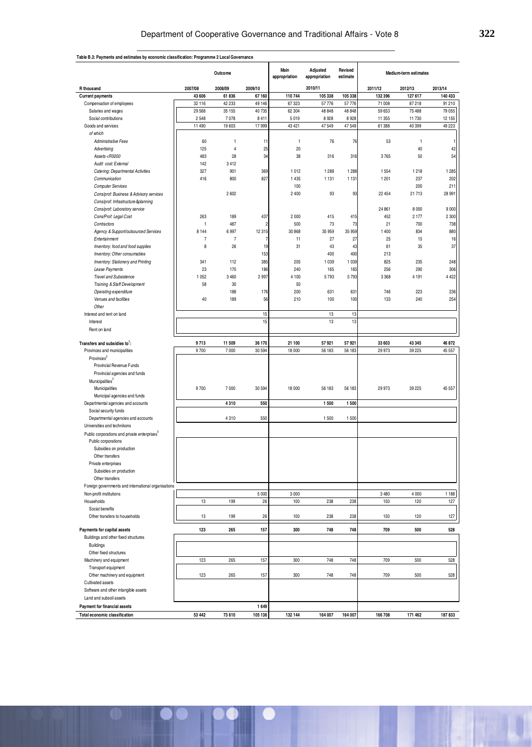**Table B.3: Payments and estimates by economic classification: Programme 2 Local Governance**

| R thousand | Outcome | | | Main appropriation | Adjusted appropriation | Revised estimate | Medium-term estimates | | |
|---|---|---|---|---|---|---|---|---|---|
| | 2007/08 | 2008/09 | 2009/10 | | 2010/11 | | 2011/12 | 2012/13 | 2013/14 |
| **Current payments** | **43 606** | **61 836** | **67 160** | **110 744** | **105 338** | **105 338** | **132 396** | **127 617** | **140 433** |
| Compensation of employees | 32 116 | 42 233 | 49 146 | 67 323 | 57 776 | 57 776 | 71 008 | 87 218 | 91 210 |
| Salaries and wages | 29 568 | 35 155 | 40 735 | 62 304 | 48 848 | 48 848 | 59 653 | 75 488 | 79 055 |
| Social contributions | 2 548 | 7 078 | 8 411 | 5 019 | 8 928 | 8 928 | 11 355 | 11 730 | 12 155 |
| Goods and services | 11 490 | 19 603 | 17 999 | 43 421 | 47 549 | 47 549 | 61 388 | 40 399 | 49 223 |
| *of which* | | | | | | | | | |
| *Administrative Fees* | 60 | 1 | 11 | 1 | 76 | 76 | 53 | 1 | 1 |
| *Advertising* | 125 | 4 | 25 | 20 | | | | 40 | 42 |
| *Assets <R5000* | 483 | 28 | 34 | 38 | 316 | 316 | 3 765 | 50 | 54 |
| *Audit cost: External* | 142 | 3 412 | | | | | | | |
| *Catering: Departmental Activities* | 327 | 901 | 369 | 1 012 | 1 288 | 1 288 | 1 554 | 1 218 | 1 285 |
| *Communication* | 416 | 800 | 827 | 1 435 | 1 131 | 1 131 | 1 201 | 237 | 202 |
| *Computer Services* | | | | 100 | | | | 200 | 211 |
| *Cons/prof: Business & Advisory services* | | 2 602 | | 2 400 | 93 | 93 | 22 454 | 21 713 | 28 991 |
| *Cons/prof: Infrastructure &planning* | | | | | | | | | |
| *Cons/prof: Laboratory service* | | | | | | | 24 861 | 8 000 | 9 000 |
| *Cons/Prof: Legal Cost* | 263 | 189 | 437 | 2 000 | 415 | 415 | 452 | 2 177 | 2 300 |
| *Contractors* | 1 | 487 | 2 | 500 | 73 | 73 | 21 | 700 | 738 |
| *Agency & Support/outsourced Services* | 8 144 | 6 997 | 12 315 | 30 868 | 35 959 | 35 959 | 1 400 | 834 | 880 |
| *Entertainment* | 7 | 7 | 7 | 11 | 27 | 27 | 25 | 15 | 16 |
| *Inventory: food and food supplies* | 8 | 26 | 19 | 31 | 43 | 43 | 61 | 35 | 37 |
| *Inventory: Other consumables* | | | 153 | | 400 | 400 | 213 | | |
| *Inventory: Stationery and Printing* | 341 | 112 | 385 | 205 | 1 039 | 1 039 | 825 | 235 | 248 |
| *Lease Payments* | 23 | 170 | 186 | 240 | 165 | 165 | 256 | 290 | 306 |
| *Travel and Subsistence* | 1 052 | 3 460 | 2 997 | 4 100 | 5 793 | 5 793 | 3 368 | 4 191 | 4 422 |
| *Training & Staff Development* | 58 | 30 | | 50 | | | | | |
| *Operating expenditure* | | 188 | 176 | 200 | 631 | 631 | 746 | 223 | 236 |
| *Venues and facilities* | 40 | 189 | 56 | 210 | 100 | 100 | 133 | 240 | 254 |
| *Other* | | | | | | | | | |
| Interest and rent on land | | | 15 | | 13 | 13 | | | |
| Interest | | | 15 | | 13 | 13 | | | |
| Rent on land | | | | | | | | | |
| **Transfers and subsidies to[1]:** | **9 713** | **11 509** | **36 170** | **21 100** | **57 921** | **57 921** | **33 603** | **43 345** | **46 872** |
| Provinces and municipalities | 9 700 | 7 000 | 30 594 | 18 000 | 56 183 | 56 183 | 29 973 | 39 225 | 45 557 |
| Provinces[2] | | | | | | | | | |
| Provincial Revenue Funds | | | | | | | | | |
| Provincial agencies and funds | | | | | | | | | |
| Municipalities[3] | | | | | | | | | |
| Municipalities | 9 700 | 7 000 | 30 594 | 18 000 | 56 183 | 56 183 | 29 973 | 39 225 | 45 557 |
| Municipal agencies and funds | | | | | | | | | |
| Departmental agencies and accounts | | **4 310** | **550** | | **1 500** | **1 500** | | | |
| Social security funds | | | | | | | | | |
| Departmental agencies and accounts | | 4 310 | 550 | | 1 500 | 1 500 | | | |
| Universities and technikons | | | | | | | | | |
| Public corporations and private enterprises[5] | | | | | | | | | |
| Public corporations | | | | | | | | | |
| Subsidies on production | | | | | | | | | |
| Other transfers | | | | | | | | | |
| Private enterprises | | | | | | | | | |
| Subsidies on production | | | | | | | | | |
| Other transfers | | | | | | | | | |
| Foreign governments and international organisations | | | | | | | | | |
| Non-profit institutions | | | 5 000 | 3 000 | | | 3 480 | 4 000 | 1 188 |
| Households | 13 | 199 | 26 | 100 | 238 | 238 | 150 | 120 | 127 |
| Social benefits | | | | | | | | | |
| Other transfers to households | 13 | 199 | 26 | 100 | 238 | 238 | 150 | 120 | 127 |
| **Payments for capital assets** | **123** | **265** | **157** | **300** | **748** | **748** | **709** | **500** | **528** |
| Buildings and other fixed structures | | | | | | | | | |
| Buildings | | | | | | | | | |
| Other fixed structures | | | | | | | | | |
| Machinery and equipment | 123 | 265 | 157 | 300 | 748 | 748 | 709 | 500 | 528 |
| Transport equipment | | | | | | | | | |
| Other machinery and equipment | 123 | 265 | 157 | 300 | 748 | 748 | 709 | 500 | 528 |
| Cultivated assets | | | | | | | | | |
| Software and other intangible assets | | | | | | | | | |
| Land and subsoil assets | | | | | | | | | |
| **Payment for financial assets** | | | **1 649** | | | | | | |
| **Total economic classification** | **53 442** | **73 610** | **105 136** | **132 144** | **164 007** | **164 007** | **166 708** | **171 462** | **187 833** |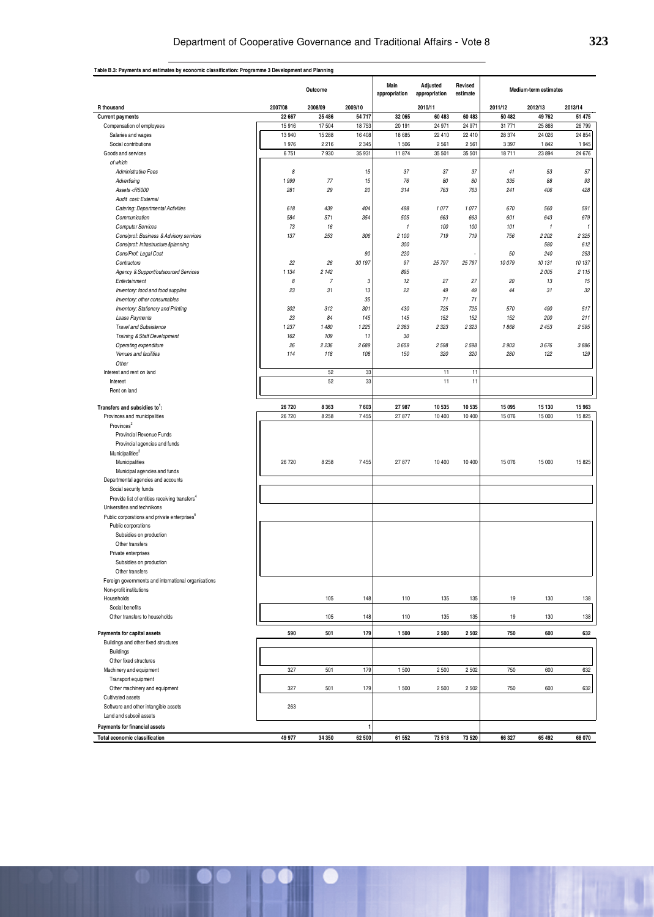**Table B.3: Payments and estimates by economic classification: Programme 3 Development and Planning**

| | Outcome | | | Main appropriation | Adjusted appropriation | Revised estimate | Medium-term estimates | | |
|---|---|---|---|---|---|---|---|---|---|
| R thousand | 2007/08 | 2008/09 | 2009/10 | 2010/11 | | | 2011/12 | 2012/13 | 2013/14 |
| **Current payments** | **22 667** | **25 486** | **54 717** | **32 065** | **60 483** | **60 483** | **50 482** | **49 762** | **51 475** |
| Compensation of employees | 15 916 | 17 504 | 18 753 | 20 191 | 24 971 | 24 971 | 31 771 | 25 868 | 26 799 |
| Salaries and wages | 13 940 | 15 288 | 16 408 | 18 685 | 22 410 | 22 410 | 28 374 | 24 026 | 24 854 |
| Social contributions | 1 976 | 2 216 | 2 345 | 1 506 | 2 561 | 2 561 | 3 397 | 1 842 | 1 945 |
| Goods and services | 6 751 | 7 930 | 35 931 | 11 874 | 35 501 | 35 501 | 18 711 | 23 894 | 24 676 |
| *of which* | | | | | | | | | |
| *Administrative Fees* | *8* | | *15* | *37* | *37* | *37* | *41* | *53* | *57* |
| *Advertising* | *1 999* | *77* | *15* | *76* | *80* | *80* | *335* | *88* | *93* |
| *Assets <R5000* | *281* | *29* | *20* | *314* | *763* | *763* | *241* | *406* | *428* |
| *Audit cost: External* | | | | | | | | | |
| *Catering: Departmental Activities* | *618* | *439* | *404* | *498* | *1 077* | *1 077* | *670* | *560* | *591* |
| *Communication* | *584* | *571* | *354* | *505* | *663* | *663* | *601* | *643* | *679* |
| *Computer Services* | *73* | *16* | | *1* | *100* | *100* | *101* | *1* | *1* |
| *Cons/prof: Business & Advisory services* | *137* | *253* | *306* | *2 100* | *719* | *719* | *756* | *2 202* | *2 325* |
| *Cons/prof: Infrastructure &planning* | | | | *300* | | | | *580* | *612* |
| *Cons/Prof: Legal Cost* | | | *90* | *220* | | *-* | *50* | *240* | *253* |
| *Contractors* | *22* | *26* | *30 197* | *97* | *25 797* | *25 797* | *10 079* | *10 131* | *10 137* |
| *Agency & Support/outsourced Services* | *1 134* | *2 142* | | *895* | | | | *2 005* | *2 115* |
| *Entertainment* | *8* | *7* | *3* | *12* | *27* | *27* | *20* | *13* | *15* |
| *Inventory: food and food supplies* | *23* | *31* | *13* | *22* | *49* | *49* | *44* | *31* | *32* |
| *Inventory: other consumables* | | | *35* | | *71* | *71* | | | |
| *Inventory: Stationery and Printing* | *302* | *312* | *301* | *430* | *725* | *725* | *570* | *490* | *517* |
| *Lease Payments* | *23* | *84* | *145* | *145* | *152* | *152* | *152* | *200* | *211* |
| *Travel and Subsistence* | *1 237* | *1 480* | *1 225* | *2 383* | *2 323* | *2 323* | *1 868* | *2 453* | *2 595* |
| *Training & Staff Development* | *162* | *109* | *11* | *30* | | | | | |
| *Operating expenditure* | *26* | *2 236* | *2 689* | *3 659* | *2 598* | *2 598* | *2 903* | *3 676* | *3 886* |
| *Venues and facilities* | *114* | *118* | *108* | *150* | *320* | *320* | *280* | *122* | *129* |
| *Other* | | | | | | | | | |
| Interest and rent on land | | 52 | 33 | | 11 | 11 | | | |
| Interest | | 52 | 33 | | 11 | 11 | | | |
| Rent on land | | | | | | | | | |
| **Transfers and subsidies to[1]:** | **26 720** | **8 363** | **7 603** | **27 987** | **10 535** | **10 535** | **15 095** | **15 130** | **15 963** |
| Provinces and municipalities | 26 720 | 8 258 | 7 455 | 27 877 | 10 400 | 10 400 | 15 076 | 15 000 | 15 825 |
| Provinces[2] | | | | | | | | | |
| Provincial Revenue Funds | | | | | | | | | |
| Provincial agencies and funds | | | | | | | | | |
| Municipalities[3] | | | | | | | | | |
| Municipalities | 26 720 | 8 258 | 7 455 | 27 877 | 10 400 | 10 400 | 15 076 | 15 000 | 15 825 |
| Municipal agencies and funds | | | | | | | | | |
| Departmental agencies and accounts | | | | | | | | | |
| Social security funds | | | | | | | | | |
| Provide list of entities receiving transfers[4] | | | | | | | | | |
| Universities and technikons | | | | | | | | | |
| Public corporations and private enterprises[5] | | | | | | | | | |
| Public corporations | | | | | | | | | |
| Subsidies on production | | | | | | | | | |
| Other transfers | | | | | | | | | |
| Private enterprises | | | | | | | | | |
| Subsidies on production | | | | | | | | | |
| Other transfers | | | | | | | | | |
| Foreign governments and international organisations | | | | | | | | | |
| Non-profit institutions | | | | | | | | | |
| Households | | 105 | 148 | 110 | 135 | 135 | 19 | 130 | 138 |
| Social benefits | | | | | | | | | |
| Other transfers to households | | 105 | 148 | 110 | 135 | 135 | 19 | 130 | 138 |
| **Payments for capital assets** | **590** | **501** | **179** | **1 500** | **2 500** | **2 502** | **750** | **600** | **632** |
| Buildings and other fixed structures | | | | | | | | | |
| Buildings | | | | | | | | | |
| Other fixed structures | | | | | | | | | |
| Machinery and equipment | 327 | 501 | 179 | 1 500 | 2 500 | 2 502 | 750 | 600 | 632 |
| Transport equipment | | | | | | | | | |
| Other machinery and equipment | 327 | 501 | 179 | 1 500 | 2 500 | 2 502 | 750 | 600 | 632 |
| Cultivated assets | | | | | | | | | |
| Software and other intangible assets | 263 | | | | | | | | |
| Land and subsoil assets | | | | | | | | | |
| **Payments for financial assets** | | | **1** | | | | | | |
| **Total economic classification** | **49 977** | **34 350** | **62 500** | **61 552** | **73 518** | **73 520** | **66 327** | **65 492** | **68 070** |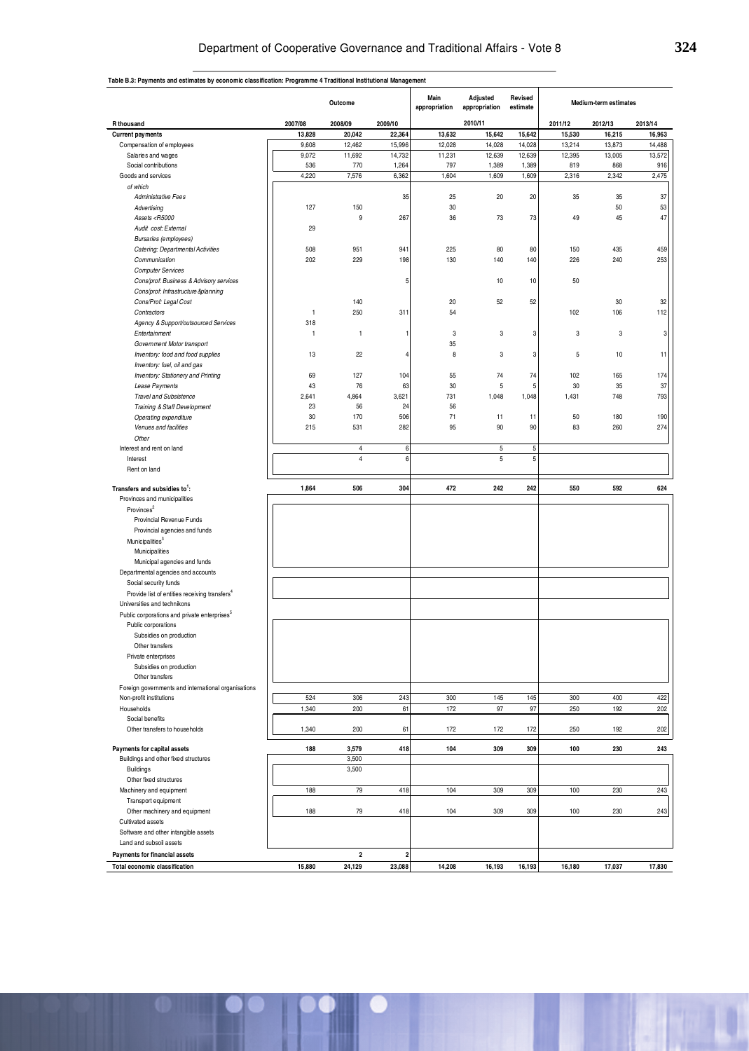**Table B.3: Payments and estimates by economic classification: Programme 4 Traditional Institutional Management**

| R thousand | Outcome | | | Main appropriation | Adjusted appropriation | Revised estimate | Medium-term estimates | | |
|---|---|---|---|---|---|---|---|---|---|
| | 2007/08 | 2008/09 | 2009/10 | 2010/11 | | | 2011/12 | 2012/13 | 2013/14 |
| **Current payments** | **13,828** | **20,042** | **22,364** | **13,632** | **15,642** | **15,642** | **15,530** | **16,215** | **16,963** |
| Compensation of employees | 9,608 | 12,462 | 15,996 | 12,028 | 14,028 | 14,028 | 13,214 | 13,873 | 14,488 |
| Salaries and wages | 9,072 | 11,692 | 14,732 | 11,231 | 12,639 | 12,639 | 12,395 | 13,005 | 13,572 |
| Social contributions | 536 | 770 | 1,264 | 797 | 1,389 | 1,389 | 819 | 868 | 916 |
| Goods and services | 4,220 | 7,576 | 6,362 | 1,604 | 1,609 | 1,609 | 2,316 | 2,342 | 2,475 |
| *of which* | | | | | | | | | |
| *Administrative Fees* | | | 35 | 25 | 20 | 20 | 35 | 35 | 37 |
| *Advertising* | 127 | 150 | | 30 | | | | 50 | 53 |
| *Assets <R5000* | | 9 | 267 | 36 | 73 | 73 | 49 | 45 | 47 |
| *Audit cost: External* | 29 | | | | | | | | |
| *Bursaries (employees)* | | | | | | | | | |
| *Catering: Departmental Activities* | 508 | 951 | 941 | 225 | 80 | 80 | 150 | 435 | 459 |
| *Communication* | 202 | 229 | 198 | 130 | 140 | 140 | 226 | 240 | 253 |
| *Computer Services* | | | | | | | | | |
| *Cons/prof: Business & Advisory services* | | | 5 | | 10 | 10 | 50 | | |
| *Cons/prof: Infrastructure &planning* | | | | | | | | | |
| *Cons/Prof: Legal Cost* | | 140 | | 20 | 52 | 52 | | 30 | 32 |
| *Contractors* | 1 | 250 | 311 | 54 | | | 102 | 106 | 112 |
| *Agency & Support/outsourced Services* | 318 | | | | | | | | |
| *Entertainment* | 1 | 1 | 1 | 3 | 3 | 3 | 3 | 3 | 3 |
| *Government Motor transport* | | | | 35 | | | | | |
| *Inventory: food and food supplies* | 13 | 22 | 4 | 8 | 3 | 3 | 5 | 10 | 11 |
| *Inventory: fuel, oil and gas* | | | | | | | | | |
| *Inventory: Stationery and Printing* | 69 | 127 | 104 | 55 | 74 | 74 | 102 | 165 | 174 |
| *Lease Payments* | 43 | 76 | 63 | 30 | 5 | 5 | 30 | 35 | 37 |
| *Travel and Subsistence* | 2,641 | 4,864 | 3,621 | 731 | 1,048 | 1,048 | 1,431 | 748 | 793 |
| *Training & Staff Development* | 23 | 56 | 24 | 56 | | | | | |
| *Operating expenditure* | 30 | 170 | 506 | 71 | 11 | 11 | 50 | 180 | 190 |
| *Venues and facilities* | 215 | 531 | 282 | 95 | 90 | 90 | 83 | 260 | 274 |
| *Other* | | | | | | | | | |
| Interest and rent on land | | 4 | 6 | | 5 | 5 | | | |
| Interest | | 4 | 6 | | 5 | 5 | | | |
| Rent on land | | | | | | | | | |
| **Transfers and subsidies to[1]:** | **1,864** | **506** | **304** | **472** | **242** | **242** | **550** | **592** | **624** |
| Provinces and municipalities | | | | | | | | | |
| Provinces[2] | | | | | | | | | |
| Provincial Revenue Funds | | | | | | | | | |
| Provincial agencies and funds | | | | | | | | | |
| Municipalities[3] | | | | | | | | | |
| Municipalities | | | | | | | | | |
| Municipal agencies and funds | | | | | | | | | |
| Departmental agencies and accounts | | | | | | | | | |
| Social security funds | | | | | | | | | |
| Provide list of entities receiving transfers[4] | | | | | | | | | |
| Universities and technikons | | | | | | | | | |
| Public corporations and private enterprises[5] | | | | | | | | | |
| Public corporations | | | | | | | | | |
| Subsidies on production | | | | | | | | | |
| Other transfers | | | | | | | | | |
| Private enterprises | | | | | | | | | |
| Subsidies on production | | | | | | | | | |
| Other transfers | | | | | | | | | |
| Foreign governments and international organisations | | | | | | | | | |
| Non-profit institutions | 524 | 306 | 243 | 300 | 145 | 145 | 300 | 400 | 422 |
| Households | 1,340 | 200 | 61 | 172 | 97 | 97 | 250 | 192 | 202 |
| Social benefits | | | | | | | | | |
| Other transfers to households | 1,340 | 200 | 61 | 172 | 172 | 172 | 250 | 192 | 202 |
| **Payments for capital assets** | **188** | **3,579** | **418** | **104** | **309** | **309** | **100** | **230** | **243** |
| Buildings and other fixed structures | | 3,500 | | | | | | | |
| Buildings | | 3,500 | | | | | | | |
| Other fixed structures | | | | | | | | | |
| Machinery and equipment | 188 | 79 | 418 | 104 | 309 | 309 | 100 | 230 | 243 |
| Transport equipment | | | | | | | | | |
| Other machinery and equipment | 188 | 79 | 418 | 104 | 309 | 309 | 100 | 230 | 243 |
| Cultivated assets | | | | | | | | | |
| Software and other intangible assets | | | | | | | | | |
| Land and subsoil assets | | | | | | | | | |
| **Payments for financial assets** | | **2** | **2** | | | | | | |
| **Total economic classification** | **15,880** | **24,129** | **23,088** | **14,208** | **16,193** | **16,193** | **16,180** | **17,037** | **17,830** |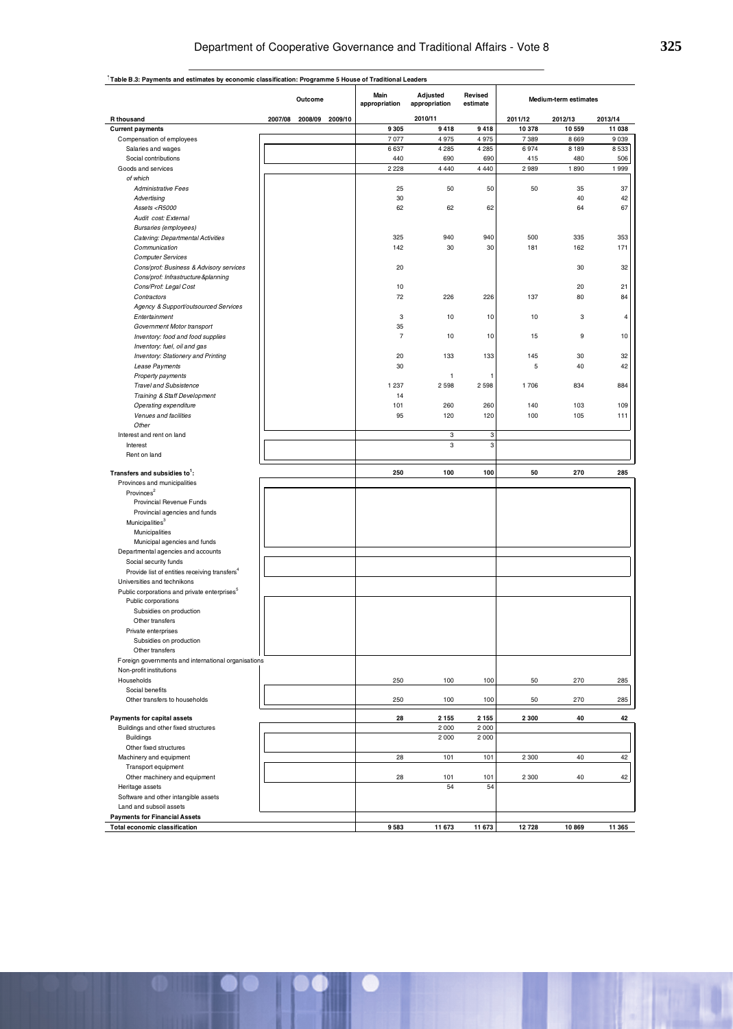[1]Table B.3: Payments and estimates by economic classification: Programme 5 House of Traditional Leaders

| | Outcome | | | Main appropriation | Adjusted appropriation | Revised estimate | Medium-term estimates | | |
|---|---|---|---|---|---|---|---|---|---|
| | | | | | 2010/11 | | | | |
| R thousand | 2007/08 | 2008/09 | 2009/10 | | | | 2011/12 | 2012/13 | 2013/14 |
| **Current payments** | | | | **9 305** | **9 418** | **9 418** | **10 378** | **10 559** | **11 038** |
| Compensation of employees | | | | 7 077 | 4 975 | 4 975 | 7 389 | 8 669 | 9 039 |
| Salaries and wages | | | | 6 637 | 4 285 | 4 285 | 6 974 | 8 189 | 8 533 |
| Social contributions | | | | 440 | 690 | 690 | 415 | 480 | 506 |
| Goods and services | | | | 2 228 | 4 440 | 4 440 | 2 989 | 1 890 | 1 999 |
| *of which* | | | | | | | | | |
| *Administrative Fees* | | | | 25 | 50 | 50 | 50 | 35 | 37 |
| *Advertising* | | | | 30 | | | | 40 | 42 |
| *Assets <R5000* | | | | 62 | 62 | 62 | | 64 | 67 |
| *Audit cost: External* | | | | | | | | | |
| *Bursaries (employees)* | | | | | | | | | |
| *Catering: Departmental Activities* | | | | 325 | 940 | 940 | 500 | 335 | 353 |
| *Communication* | | | | 142 | 30 | 30 | 181 | 162 | 171 |
| *Computer Services* | | | | | | | | | |
| *Cons/prof: Business & Advisory services* | | | | 20 | | | | 30 | 32 |
| *Cons/prof: Infrastructure &planning* | | | | | | | | | |
| *Cons/Prof: Legal Cost* | | | | 10 | | | | 20 | 21 |
| *Contractors* | | | | 72 | 226 | 226 | 137 | 80 | 84 |
| *Agency & Support/outsourced Services* | | | | | | | | | |
| *Entertainment* | | | | 3 | 10 | 10 | 10 | 3 | 4 |
| *Government Motor transport* | | | | 35 | | | | | |
| *Inventory: food and food supplies* | | | | 7 | 10 | 10 | 15 | 9 | 10 |
| *Inventory: fuel, oil and gas* | | | | | | | | | |
| *Inventory: Stationery and Printing* | | | | 20 | 133 | 133 | 145 | 30 | 32 |
| *Lease Payments* | | | | 30 | | | 5 | 40 | 42 |
| *Property payments* | | | | | 1 | 1 | | | |
| *Travel and Subsistence* | | | | 1 237 | 2 598 | 2 598 | 1 706 | 834 | 884 |
| *Training & Staff Development* | | | | 14 | | | | | |
| *Operating expenditure* | | | | 101 | 260 | 260 | 140 | 103 | 109 |
| *Venues and facilities* | | | | 95 | 120 | 120 | 100 | 105 | 111 |
| *Other* | | | | | | | | | |
| Interest and rent on land | | | | | 3 | 3 | | | |
| Interest | | | | | 3 | 3 | | | |
| Rent on land | | | | | | | | | |
| **Transfers and subsidies to[1]:** | | | | **250** | **100** | **100** | **50** | **270** | **285** |
| Provinces and municipalities | | | | | | | | | |
| Provinces[2] | | | | | | | | | |
| Provincial Revenue Funds | | | | | | | | | |
| Provincial agencies and funds | | | | | | | | | |
| Municipalities[3] | | | | | | | | | |
| Municipalities | | | | | | | | | |
| Municipal agencies and funds | | | | | | | | | |
| Departmental agencies and accounts | | | | | | | | | |
| Social security funds | | | | | | | | | |
| Provide list of entities receiving transfers[4] | | | | | | | | | |
| Universities and technikons | | | | | | | | | |
| Public corporations and private enterprises[5] | | | | | | | | | |
| Public corporations | | | | | | | | | |
| Subsidies on production | | | | | | | | | |
| Other transfers | | | | | | | | | |
| Private enterprises | | | | | | | | | |
| Subsidies on production | | | | | | | | | |
| Other transfers | | | | | | | | | |
| Foreign governments and international organisations | | | | | | | | | |
| Non-profit institutions | | | | | | | | | |
| Households | | | | 250 | 100 | 100 | 50 | 270 | 285 |
| Social benefits | | | | | | | | | |
| Other transfers to households | | | | 250 | 100 | 100 | 50 | 270 | 285 |
| **Payments for capital assets** | | | | **28** | **2 155** | **2 155** | **2 300** | **40** | **42** |
| Buildings and other fixed structures | | | | | 2 000 | 2 000 | | | |
| Buildings | | | | | 2 000 | 2 000 | | | |
| Other fixed structures | | | | | | | | | |
| Machinery and equipment | | | | 28 | 101 | 101 | 2 300 | 40 | 42 |
| Transport equipment | | | | | | | | | |
| Other machinery and equipment | | | | 28 | 101 | 101 | 2 300 | 40 | 42 |
| Heritage assets | | | | | 54 | 54 | | | |
| Software and other intangible assets | | | | | | | | | |
| Land and subsoil assets | | | | | | | | | |
| **Payments for Financial Assets** | | | | | | | | | |
| **Total economic classification** | | | | **9 583** | **11 673** | **11 673** | **12 728** | **10 869** | **11 365** |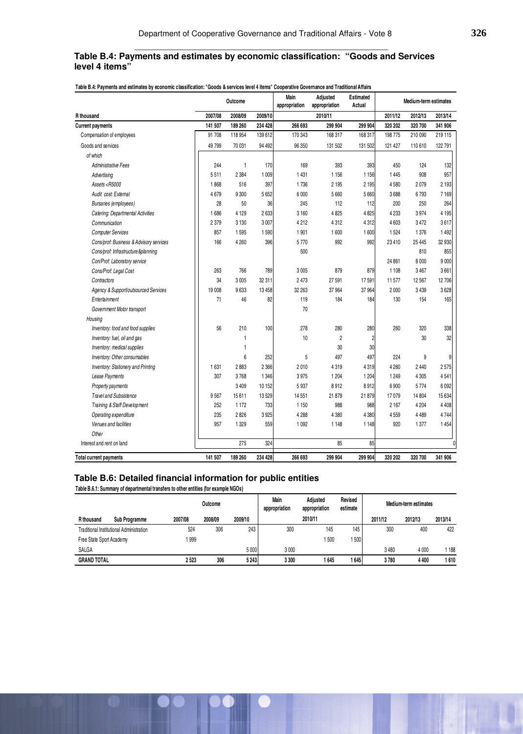## Table B.4: Payments and estimates by economic classification: "Goods and Services level 4 items"

**Table B.4: Payments and estimates by economic classification: "Goods & services level 4 items" Cooperative Governance and Traditional Affairs**

| R thousand | Outcome 2007/08 | Outcome 2008/09 | Outcome 2009/10 | Main appropriation 2010/11 | Adjusted appropriation 2010/11 | Estimated Actual 2010/11 | Medium-term estimates 2011/12 | Medium-term estimates 2012/13 | Medium-term estimates 2013/14 |
|---|---|---|---|---|---|---|---|---|---|
| **Current payments** | **141 507** | **189 260** | **234 428** | **266 693** | **299 904** | **299 904** | **320 202** | **320 700** | **341 906** |
| Compensation of employees | 91 708 | 118 954 | 139 612 | 170 343 | 168 317 | 168 317 | 198 775 | 210 090 | 219 115 |
| Goods and services | 49 799 | 70 031 | 94 492 | 96 350 | 131 502 | 131 502 | 121 427 | 110 610 | 122 791 |
| *of which* | | | | | | | | | |
| *Administrative Fees* | 244 | 1 | 170 | 169 | 393 | 393 | 450 | 124 | 132 |
| *Advertising* | 5 511 | 2 384 | 1 009 | 1 431 | 1 156 | 1 156 | 1 445 | 908 | 957 |
| *Assets <R5000* | 1 868 | 516 | 397 | 1 736 | 2 195 | 2 195 | 4 580 | 2 079 | 2 193 |
| *Audit cost: External* | 4 679 | 9 300 | 5 652 | 6 000 | 5 660 | 5 660 | 3 688 | 6 793 | 7 169 |
| *Bursaries (employees)* | 28 | 50 | 36 | 245 | 112 | 112 | 200 | 250 | 264 |
| *Catering: Departmental Activities* | 1 686 | 4 129 | 2 633 | 3 160 | 4 825 | 4 825 | 4 233 | 3 974 | 4 195 |
| *Communication* | 2 379 | 3 130 | 3 007 | 4 212 | 4 312 | 4 312 | 4 603 | 3 472 | 3 617 |
| *Computer Services* | 857 | 1 595 | 1 590 | 1 901 | 1 600 | 1 600 | 1 524 | 1 376 | 1 492 |
| *Cons/prof: Business & Advisory services* | 166 | 4 260 | 396 | 5 770 | 992 | 992 | 23 410 | 25 445 | 32 930 |
| *Cons/prof: Infrastructure &planning* | | | | 500 | | | | 810 | 855 |
| *Con/Prof: Laboratory service* | | | | | | | 24 861 | 8 000 | 9 000 |
| *Cons/Prof: Legal Cost* | 263 | 766 | 789 | 3 005 | 879 | 879 | 1 108 | 3 467 | 3 661 |
| *Contractors* | 34 | 3 005 | 32 311 | 2 473 | 27 591 | 17 591 | 11 577 | 12 567 | 12 706 |
| *Agency & Support/outsourced Services* | 19 008 | 9 633 | 13 458 | 32 263 | 37 964 | 37 964 | 2 000 | 3 439 | 3 628 |
| *Entertainment* | 71 | 46 | 82 | 119 | 184 | 184 | 130 | 154 | 165 |
| *Government Motor transport* | | | | 70 | | | | | |
| *Housing* | | | | | | | | | |
| *Inventory: food and food supplies* | 56 | 210 | 100 | 278 | 280 | 280 | 260 | 320 | 338 |
| *Inventory: fuel, oil and gas* | | 1 | | 10 | 2 | 2 | | 30 | 32 |
| *Inventory: medical supplies* | | 1 | | | 30 | 30 | | | |
| *Inventory: Other consumables* | | 6 | 252 | 5 | 497 | 497 | 224 | 9 | 9 |
| *Inventory: Stationery and Printing* | 1 631 | 2 883 | 2 366 | 2 010 | 4 319 | 4 319 | 4 260 | 2 440 | 2 575 |
| *Lease Payments* | 307 | 3 768 | 1 346 | 3 975 | 1 204 | 1 204 | 1 249 | 4 305 | 4 541 |
| *Property payments* | | 3 409 | 10 152 | 5 937 | 8 912 | 8 912 | 6 900 | 5 774 | 6 092 |
| *Travel and Subsistence* | 9 567 | 15 611 | 13 529 | 14 551 | 21 879 | 21 879 | 17 079 | 14 804 | 15 634 |
| *Training & Staff Development* | 252 | 1 172 | 733 | 1 150 | 988 | 988 | 2 167 | 4 204 | 4 408 |
| *Operating expenditure* | 235 | 2 826 | 3 925 | 4 288 | 4 380 | 4 380 | 4 559 | 4 489 | 4 744 |
| *Venues and facilities* | 957 | 1 329 | 559 | 1 092 | 1 148 | 1 148 | 920 | 1 377 | 1 454 |
| *Other* | | | | | | | | | |
| Interest and rent on land | | 275 | 324 | | 85 | 85 | | | 0 |
| **Total current payments** | **141 507** | **189 260** | **234 428** | **266 693** | **299 904** | **299 904** | **320 202** | **320 700** | **341 906** |

## Table B.6: Detailed financial information for public entities

**Table B.6.1: Summary of departmental transfers to other entities (for example NGOs)**

| R thousand / Sub Programme | Outcome 2007/08 | Outcome 2008/09 | Outcome 2009/10 | Main appropriation 2010/11 | Adjusted appropriation 2010/11 | Revised estimate 2010/11 | Medium-term estimates 2011/12 | Medium-term estimates 2012/13 | Medium-term estimates 2013/14 |
|---|---|---|---|---|---|---|---|---|---|
| Traditional Institutional Administration | 524 | 306 | 243 | 300 | 145 | 145 | 300 | 400 | 422 |
| Free State Sport Academy | 1 999 | | | | 1 500 | 1 500 | | | |
| SALGA | | | 5 000 | 3 000 | | | 3 480 | 4 000 | 1 188 |
| **GRAND TOTAL** | **2 523** | **306** | **5 243** | **3 300** | **1 645** | **1 645** | **3 780** | **4 400** | **1 610** |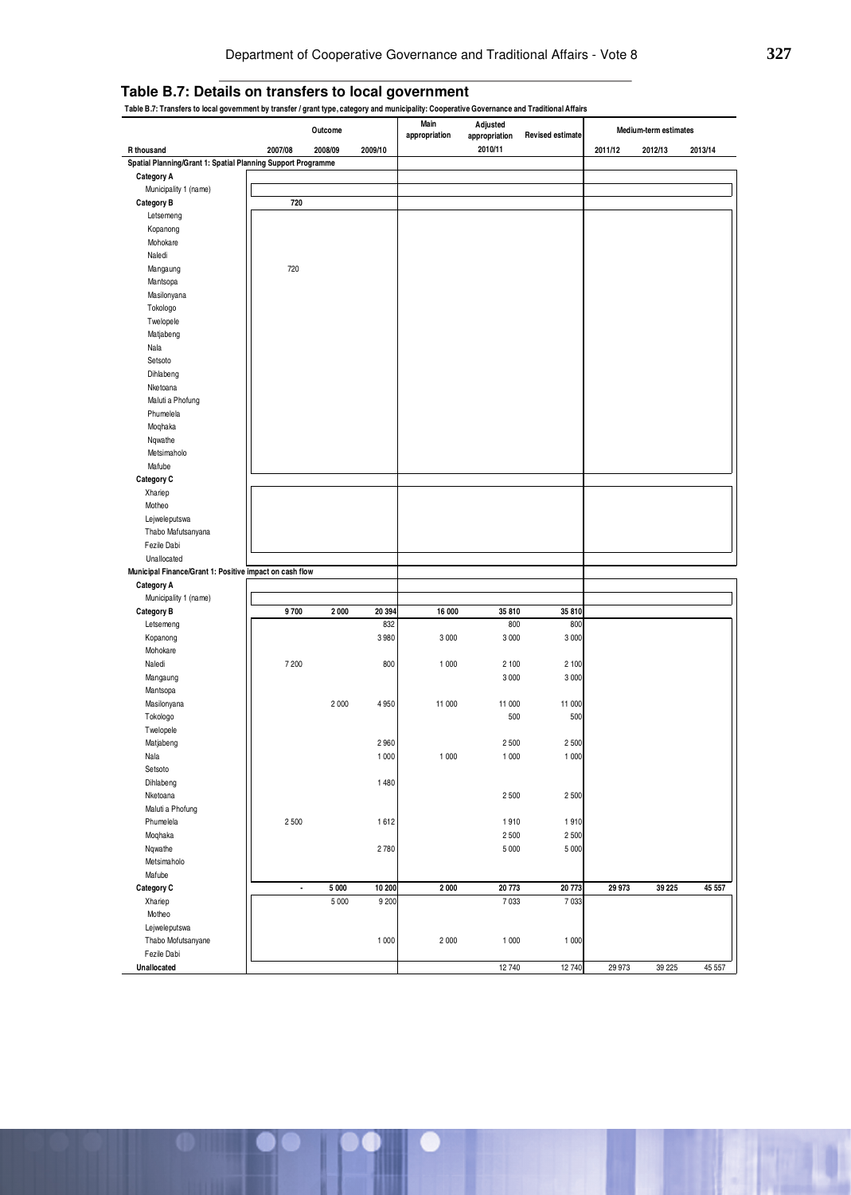## Table B.7: Details on transfers to local government

**Table B.7: Transfers to local government by transfer / grant type, category and municipality: Cooperative Governance and Traditional Affairs**

| R thousand | Outcome | | | Main appropriation | Adjusted appropriation | Revised estimate | Medium-term estimates | | |
|---|---|---|---|---|---|---|---|---|---|
| | 2007/08 | 2008/09 | 2009/10 | | 2010/11 | | 2011/12 | 2012/13 | 2013/14 |
| **Spatial Planning/Grant 1: Spatial Planning Support Programme** | | | | | | | | | |
| **Category A** | | | | | | | | | |
| Municipality 1 (name) | | | | | | | | | |
| **Category B** | **720** | | | | | | | | |
| Letsemeng | | | | | | | | | |
| Kopanong | | | | | | | | | |
| Mohokare | | | | | | | | | |
| Naledi | | | | | | | | | |
| Mangaung | 720 | | | | | | | | |
| Mantsopa | | | | | | | | | |
| Masilonyana | | | | | | | | | |
| Tokologo | | | | | | | | | |
| Twelopele | | | | | | | | | |
| Matjabeng | | | | | | | | | |
| Nala | | | | | | | | | |
| Setsoto | | | | | | | | | |
| Dihlabeng | | | | | | | | | |
| Nketoana | | | | | | | | | |
| Maluti a Phofung | | | | | | | | | |
| Phumelela | | | | | | | | | |
| Moqhaka | | | | | | | | | |
| Nqwathe | | | | | | | | | |
| Metsimaholo | | | | | | | | | |
| Mafube | | | | | | | | | |
| **Category C** | | | | | | | | | |
| Xhariep | | | | | | | | | |
| Motheo | | | | | | | | | |
| Lejweleputswa | | | | | | | | | |
| Thabo Mafutsanyana | | | | | | | | | |
| Fezile Dabi | | | | | | | | | |
| Unallocated | | | | | | | | | |
| **Municipal Finance/Grant 1: Positive impact on cash flow** | | | | | | | | | |
| **Category A** | | | | | | | | | |
| Municipality 1 (name) | | | | | | | | | |
| **Category B** | **9 700** | **2 000** | **20 394** | **16 000** | **35 810** | **35 810** | | | |
| Letsemeng | | | 832 | | 800 | 800 | | | |
| Kopanong | | | 3 980 | 3 000 | 3 000 | 3 000 | | | |
| Mohokare | | | | | | | | | |
| Naledi | 7 200 | | 800 | 1 000 | 2 100 | 2 100 | | | |
| Mangaung | | | | | 3 000 | 3 000 | | | |
| Mantsopa | | | | | | | | | |
| Masilonyana | | 2 000 | 4 950 | 11 000 | 11 000 | 11 000 | | | |
| Tokologo | | | | | 500 | 500 | | | |
| Twelopele | | | | | | | | | |
| Matjabeng | | | 2 960 | | 2 500 | 2 500 | | | |
| Nala | | | 1 000 | 1 000 | 1 000 | 1 000 | | | |
| Setsoto | | | | | | | | | |
| Dihlabeng | | | 1 480 | | | | | | |
| Nketoana | | | | | 2 500 | 2 500 | | | |
| Maluti a Phofung | | | | | | | | | |
| Phumelela | 2 500 | | 1 612 | | 1 910 | 1 910 | | | |
| Moqhaka | | | | | 2 500 | 2 500 | | | |
| Nqwathe | | | 2 780 | | 5 000 | 5 000 | | | |
| Metsimaholo | | | | | | | | | |
| Mafube | | | | | | | | | |
| **Category C** | **-** | **5 000** | **10 200** | **2 000** | **20 773** | **20 773** | **29 973** | **39 225** | **45 557** |
| Xhariep | | 5 000 | 9 200 | | 7 033 | 7 033 | | | |
| Motheo | | | | | | | | | |
| Lejweleputswa | | | | | | | | | |
| Thabo Mofutsanyane | | | 1 000 | 2 000 | 1 000 | 1 000 | | | |
| Fezile Dabi | | | | | | | | | |
| **Unallocated** | | | | | 12 740 | 12 740 | 29 973 | 39 225 | 45 557 |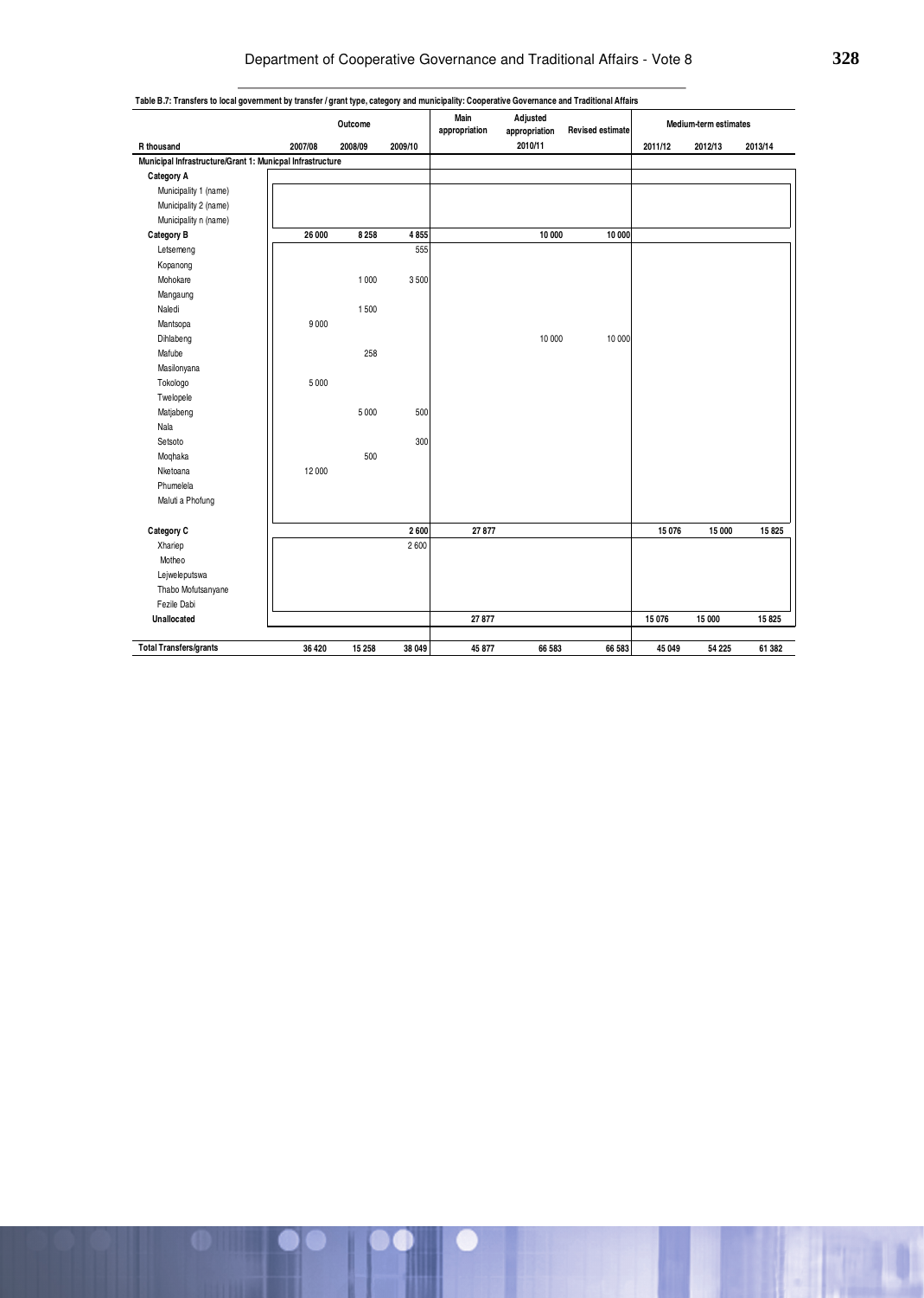Table B.7: Transfers to local government by transfer / grant type, category and municipality: Cooperative Governance and Traditional Affairs

| R thousand | Outcome | | | Main appropriation | Adjusted appropriation | Revised estimate | Medium-term estimates | | |
|---|---|---|---|---|---|---|---|---|---|
| | 2007/08 | 2008/09 | 2009/10 | | 2010/11 | | 2011/12 | 2012/13 | 2013/14 |
| **Municipal Infrastructure/Grant 1: Municpal Infrastructure** | | | | | | | | | |
| **Category A** | | | | | | | | | |
| Municipality 1 (name) | | | | | | | | | |
| Municipality 2 (name) | | | | | | | | | |
| Municipality n (name) | | | | | | | | | |
| **Category B** | **26 000** | **8 258** | **4 855** | | **10 000** | **10 000** | | | |
| Letsemeng | | | 555 | | | | | | |
| Kopanong | | | | | | | | | |
| Mohokare | | 1 000 | 3 500 | | | | | | |
| Mangaung | | | | | | | | | |
| Naledi | | 1 500 | | | | | | | |
| Mantsopa | 9 000 | | | | | | | | |
| Dihlabeng | | | | | 10 000 | 10 000 | | | |
| Mafube | | 258 | | | | | | | |
| Masilonyana | | | | | | | | | |
| Tokologo | 5 000 | | | | | | | | |
| Twelopele | | | | | | | | | |
| Matjabeng | | 5 000 | 500 | | | | | | |
| Nala | | | | | | | | | |
| Setsoto | | | 300 | | | | | | |
| Moqhaka | | 500 | | | | | | | |
| Nketoana | 12 000 | | | | | | | | |
| Phumelela | | | | | | | | | |
| Maluti a Phofung | | | | | | | | | |
| **Category C** | | | **2 600** | **27 877** | | | **15 076** | **15 000** | **15 825** |
| Xhariep | | | 2 600 | | | | | | |
| Motheo | | | | | | | | | |
| Lejweleputswa | | | | | | | | | |
| Thabo Mofutsanyane | | | | | | | | | |
| Fezile Dabi | | | | | | | | | |
| **Unallocated** | | | | **27 877** | | | **15 076** | **15 000** | **15 825** |
| **Total Transfers/grants** | **36 420** | **15 258** | **38 049** | **45 877** | **66 583** | **66 583** | **45 049** | **54 225** | **61 382** |